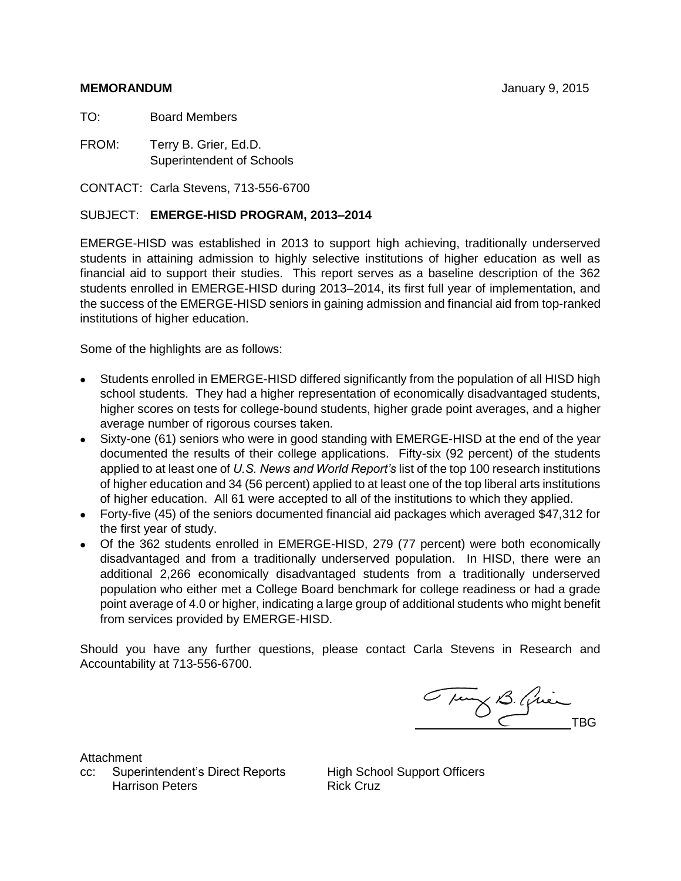**MEMORANDUM** January 9, 2015

TO: Board Members

FROM: Terry B. Grier, Ed.D.
Superintendent of Schools

CONTACT: Carla Stevens, 713-556-6700

SUBJECT: **EMERGE-HISD PROGRAM, 2013–2014**

EMERGE-HISD was established in 2013 to support high achieving, traditionally underserved students in attaining admission to highly selective institutions of higher education as well as financial aid to support their studies. This report serves as a baseline description of the 362 students enrolled in EMERGE-HISD during 2013–2014, its first full year of implementation, and the success of the EMERGE-HISD seniors in gaining admission and financial aid from top-ranked institutions of higher education.

Some of the highlights are as follows:

- Students enrolled in EMERGE-HISD differed significantly from the population of all HISD high school students. They had a higher representation of economically disadvantaged students, higher scores on tests for college-bound students, higher grade point averages, and a higher average number of rigorous courses taken.
- Sixty-one (61) seniors who were in good standing with EMERGE-HISD at the end of the year documented the results of their college applications. Fifty-six (92 percent) of the students applied to at least one of *U.S. News and World Report's* list of the top 100 research institutions of higher education and 34 (56 percent) applied to at least one of the top liberal arts institutions of higher education. All 61 were accepted to all of the institutions to which they applied.
- Forty-five (45) of the seniors documented financial aid packages which averaged $47,312 for the first year of study.
- Of the 362 students enrolled in EMERGE-HISD, 279 (77 percent) were both economically disadvantaged and from a traditionally underserved population. In HISD, there were an additional 2,266 economically disadvantaged students from a traditionally underserved population who either met a College Board benchmark for college readiness or had a grade point average of 4.0 or higher, indicating a large group of additional students who might benefit from services provided by EMERGE-HISD.

Should you have any further questions, please contact Carla Stevens in Research and Accountability at 713-556-6700.

TBG

Attachment

cc: Superintendent's Direct Reports
Harrison Peters
High School Support Officers
Rick Cruz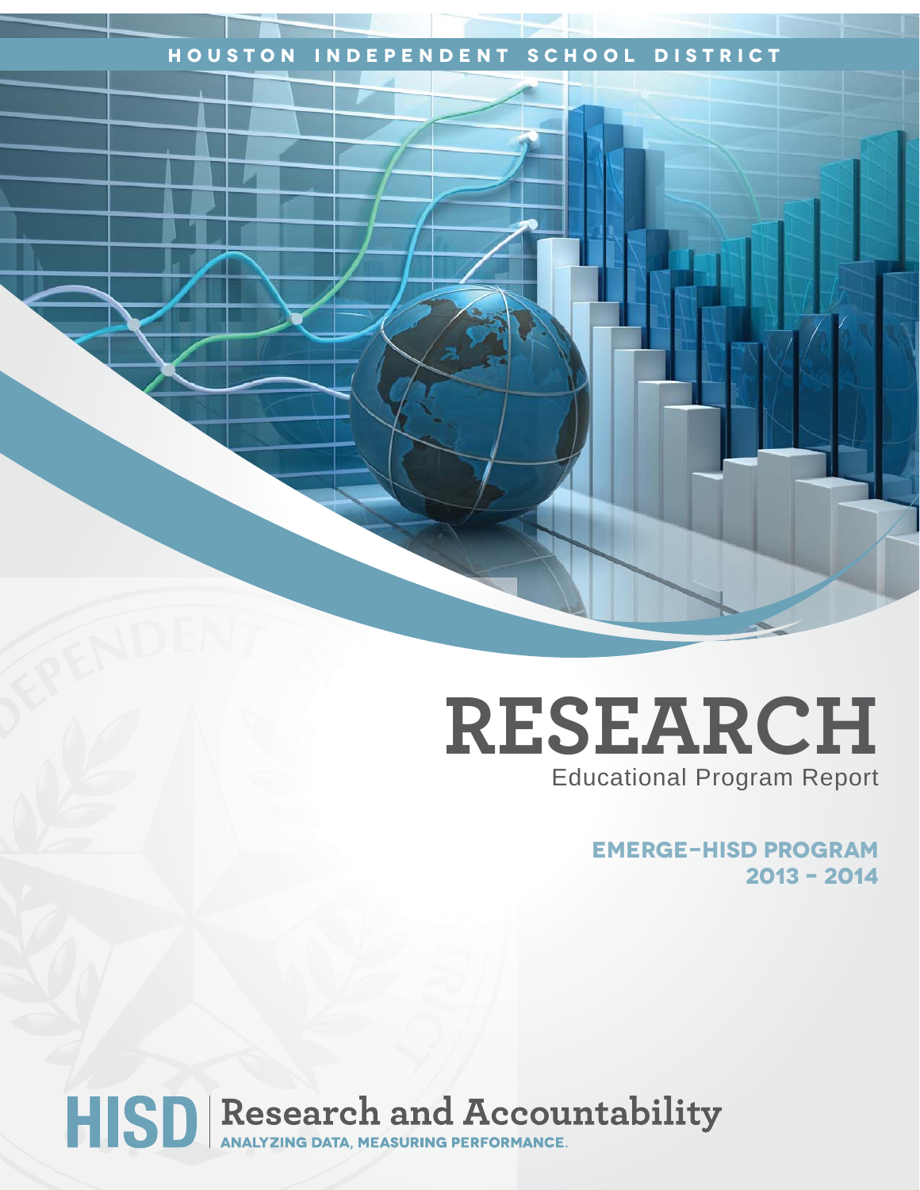HOUSTON INDEPENDENT SCHOOL DISTRICT

# RESEARCH

Educational Program Report

## EMERGE-HISD PROGRAM 2013 - 2014

HISD | Research and Accountability

ANALYZING DATA, MEASURING PERFORMANCE.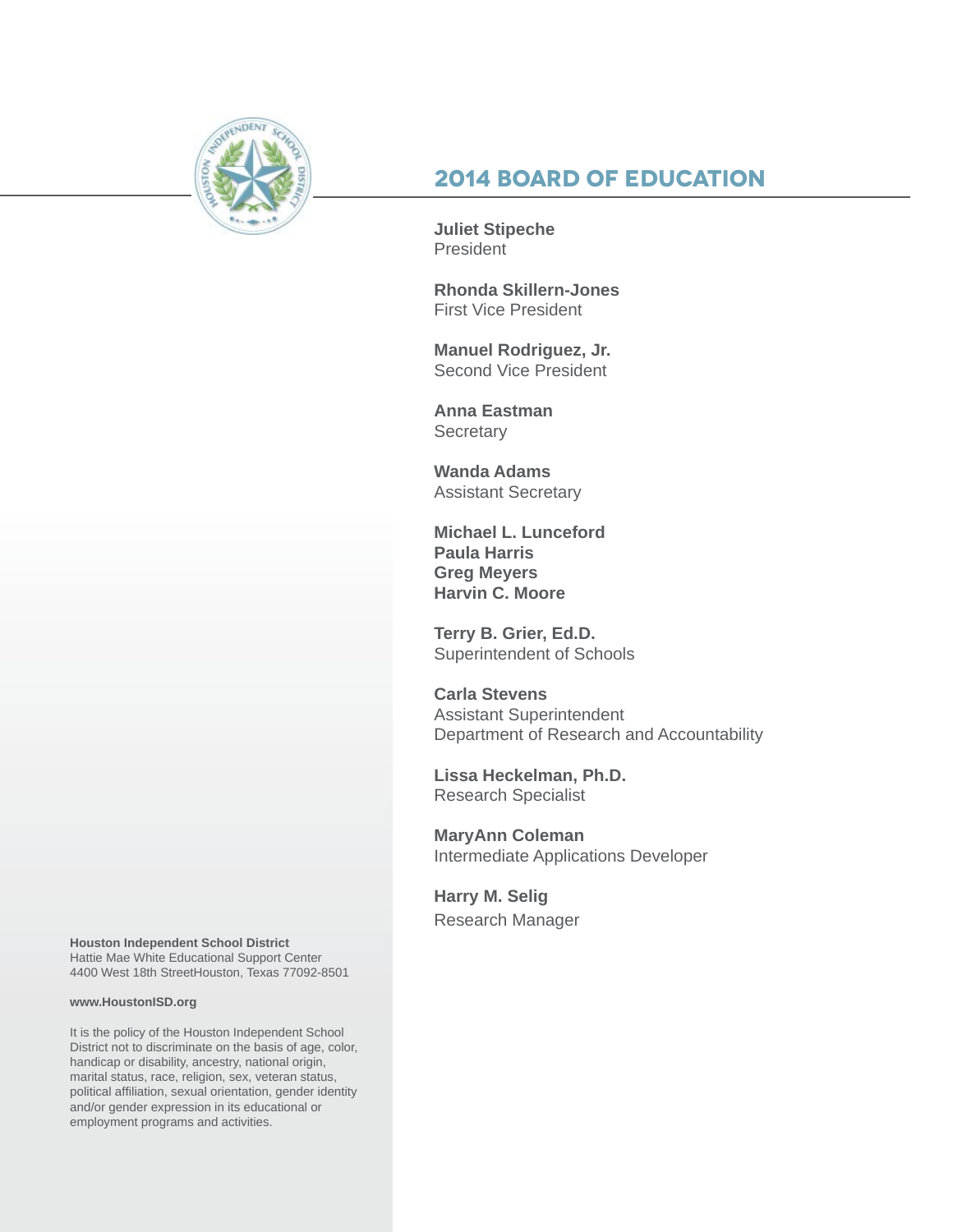## 2014 BOARD OF EDUCATION

**Juliet Stipeche**
President

**Rhonda Skillern-Jones**
First Vice President

**Manuel Rodriguez, Jr.**
Second Vice President

**Anna Eastman**
Secretary

**Wanda Adams**
Assistant Secretary

**Michael L. Lunceford**
**Paula Harris**
**Greg Meyers**
**Harvin C. Moore**

**Terry B. Grier, Ed.D.**
Superintendent of Schools

**Carla Stevens**
Assistant Superintendent
Department of Research and Accountability

**Lissa Heckelman, Ph.D.**
Research Specialist

**MaryAnn Coleman**
Intermediate Applications Developer

**Harry M. Selig**
Research Manager

**Houston Independent School District**
Hattie Mae White Educational Support Center
4400 West 18th StreetHouston, Texas 77092-8501

**www.HoustonISD.org**

It is the policy of the Houston Independent School District not to discriminate on the basis of age, color, handicap or disability, ancestry, national origin, marital status, race, religion, sex, veteran status, political affiliation, sexual orientation, gender identity and/or gender expression in its educational or employment programs and activities.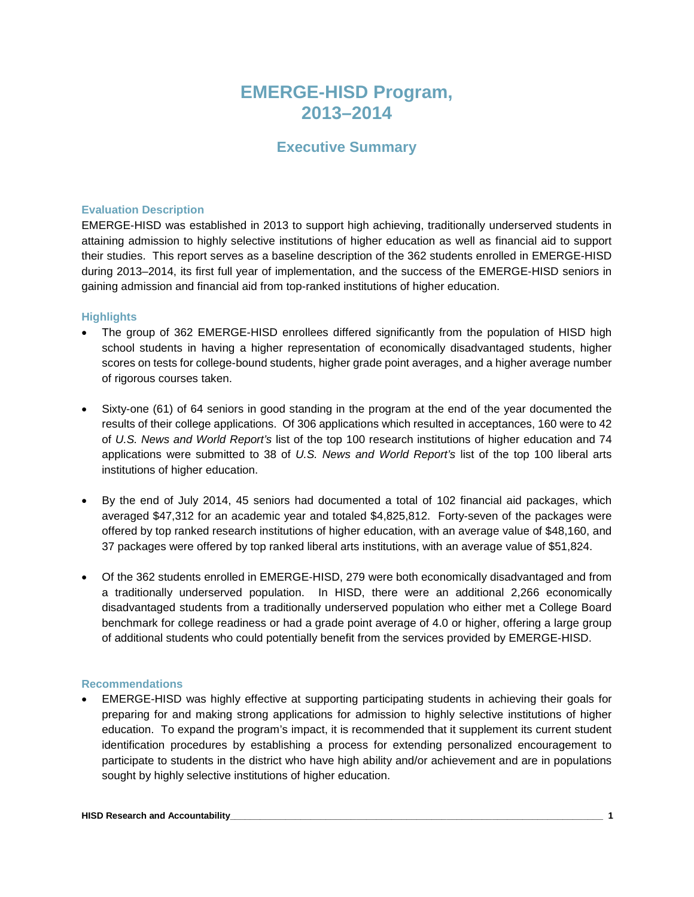# EMERGE-HISD Program, 2013–2014

## Executive Summary

### Evaluation Description

EMERGE-HISD was established in 2013 to support high achieving, traditionally underserved students in attaining admission to highly selective institutions of higher education as well as financial aid to support their studies. This report serves as a baseline description of the 362 students enrolled in EMERGE-HISD during 2013–2014, its first full year of implementation, and the success of the EMERGE-HISD seniors in gaining admission and financial aid from top-ranked institutions of higher education.

### Highlights

- The group of 362 EMERGE-HISD enrollees differed significantly from the population of HISD high school students in having a higher representation of economically disadvantaged students, higher scores on tests for college-bound students, higher grade point averages, and a higher average number of rigorous courses taken.

- Sixty-one (61) of 64 seniors in good standing in the program at the end of the year documented the results of their college applications. Of 306 applications which resulted in acceptances, 160 were to 42 of *U.S. News and World Report's* list of the top 100 research institutions of higher education and 74 applications were submitted to 38 of *U.S. News and World Report's* list of the top 100 liberal arts institutions of higher education.

- By the end of July 2014, 45 seniors had documented a total of 102 financial aid packages, which averaged $47,312 for an academic year and totaled $4,825,812. Forty-seven of the packages were offered by top ranked research institutions of higher education, with an average value of $48,160, and 37 packages were offered by top ranked liberal arts institutions, with an average value of $51,824.

- Of the 362 students enrolled in EMERGE-HISD, 279 were both economically disadvantaged and from a traditionally underserved population. In HISD, there were an additional 2,266 economically disadvantaged students from a traditionally underserved population who either met a College Board benchmark for college readiness or had a grade point average of 4.0 or higher, offering a large group of additional students who could potentially benefit from the services provided by EMERGE-HISD.

### Recommendations

- EMERGE-HISD was highly effective at supporting participating students in achieving their goals for preparing for and making strong applications for admission to highly selective institutions of higher education. To expand the program's impact, it is recommended that it supplement its current student identification procedures by establishing a process for extending personalized encouragement to participate to students in the district who have high ability and/or achievement and are in populations sought by highly selective institutions of higher education.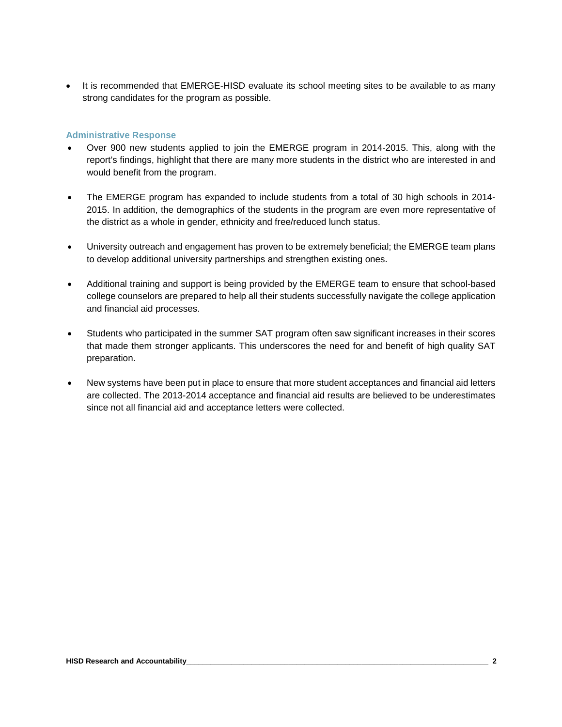- It is recommended that EMERGE-HISD evaluate its school meeting sites to be available to as many strong candidates for the program as possible.

### Administrative Response

- Over 900 new students applied to join the EMERGE program in 2014-2015. This, along with the report's findings, highlight that there are many more students in the district who are interested in and would benefit from the program.
- The EMERGE program has expanded to include students from a total of 30 high schools in 2014-2015. In addition, the demographics of the students in the program are even more representative of the district as a whole in gender, ethnicity and free/reduced lunch status.
- University outreach and engagement has proven to be extremely beneficial; the EMERGE team plans to develop additional university partnerships and strengthen existing ones.
- Additional training and support is being provided by the EMERGE team to ensure that school-based college counselors are prepared to help all their students successfully navigate the college application and financial aid processes.
- Students who participated in the summer SAT program often saw significant increases in their scores that made them stronger applicants. This underscores the need for and benefit of high quality SAT preparation.
- New systems have been put in place to ensure that more student acceptances and financial aid letters are collected. The 2013-2014 acceptance and financial aid results are believed to be underestimates since not all financial aid and acceptance letters were collected.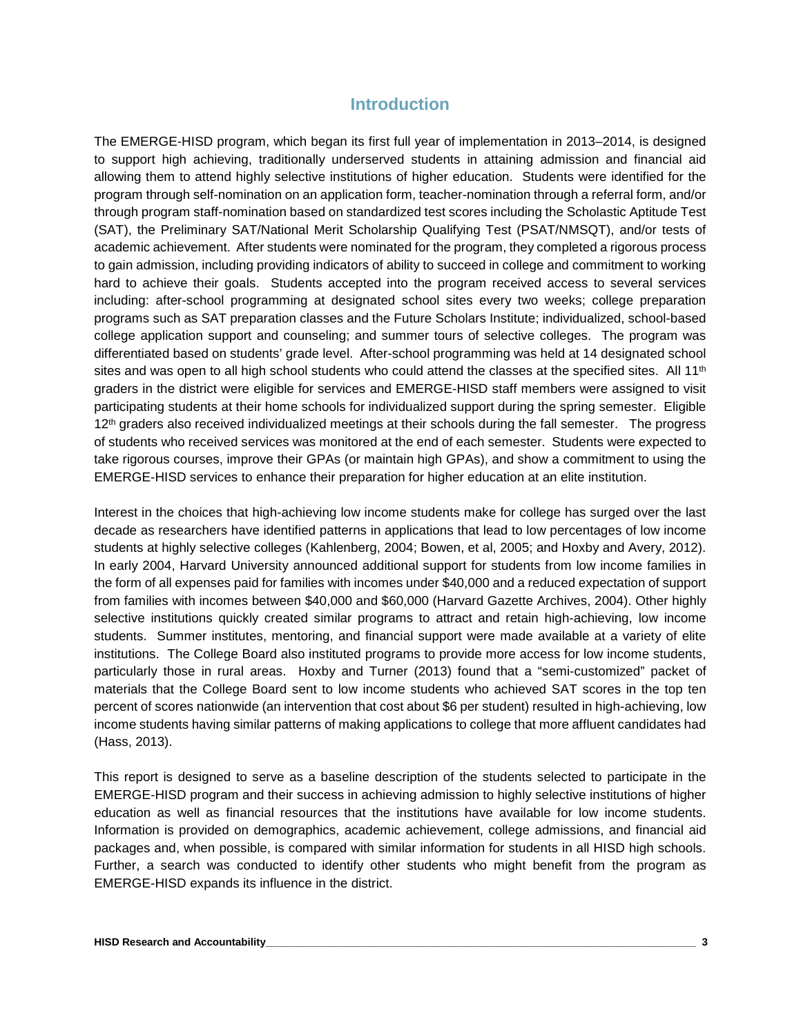# Introduction

The EMERGE-HISD program, which began its first full year of implementation in 2013–2014, is designed to support high achieving, traditionally underserved students in attaining admission and financial aid allowing them to attend highly selective institutions of higher education. Students were identified for the program through self-nomination on an application form, teacher-nomination through a referral form, and/or through program staff-nomination based on standardized test scores including the Scholastic Aptitude Test (SAT), the Preliminary SAT/National Merit Scholarship Qualifying Test (PSAT/NMSQT), and/or tests of academic achievement. After students were nominated for the program, they completed a rigorous process to gain admission, including providing indicators of ability to succeed in college and commitment to working hard to achieve their goals. Students accepted into the program received access to several services including: after-school programming at designated school sites every two weeks; college preparation programs such as SAT preparation classes and the Future Scholars Institute; individualized, school-based college application support and counseling; and summer tours of selective colleges. The program was differentiated based on students' grade level. After-school programming was held at 14 designated school sites and was open to all high school students who could attend the classes at the specified sites. All 11th graders in the district were eligible for services and EMERGE-HISD staff members were assigned to visit participating students at their home schools for individualized support during the spring semester. Eligible 12th graders also received individualized meetings at their schools during the fall semester. The progress of students who received services was monitored at the end of each semester. Students were expected to take rigorous courses, improve their GPAs (or maintain high GPAs), and show a commitment to using the EMERGE-HISD services to enhance their preparation for higher education at an elite institution.

Interest in the choices that high-achieving low income students make for college has surged over the last decade as researchers have identified patterns in applications that lead to low percentages of low income students at highly selective colleges (Kahlenberg, 2004; Bowen, et al, 2005; and Hoxby and Avery, 2012). In early 2004, Harvard University announced additional support for students from low income families in the form of all expenses paid for families with incomes under $40,000 and a reduced expectation of support from families with incomes between $40,000 and $60,000 (Harvard Gazette Archives, 2004). Other highly selective institutions quickly created similar programs to attract and retain high-achieving, low income students. Summer institutes, mentoring, and financial support were made available at a variety of elite institutions. The College Board also instituted programs to provide more access for low income students, particularly those in rural areas. Hoxby and Turner (2013) found that a "semi-customized" packet of materials that the College Board sent to low income students who achieved SAT scores in the top ten percent of scores nationwide (an intervention that cost about $6 per student) resulted in high-achieving, low income students having similar patterns of making applications to college that more affluent candidates had (Hass, 2013).

This report is designed to serve as a baseline description of the students selected to participate in the EMERGE-HISD program and their success in achieving admission to highly selective institutions of higher education as well as financial resources that the institutions have available for low income students. Information is provided on demographics, academic achievement, college admissions, and financial aid packages and, when possible, is compared with similar information for students in all HISD high schools. Further, a search was conducted to identify other students who might benefit from the program as EMERGE-HISD expands its influence in the district.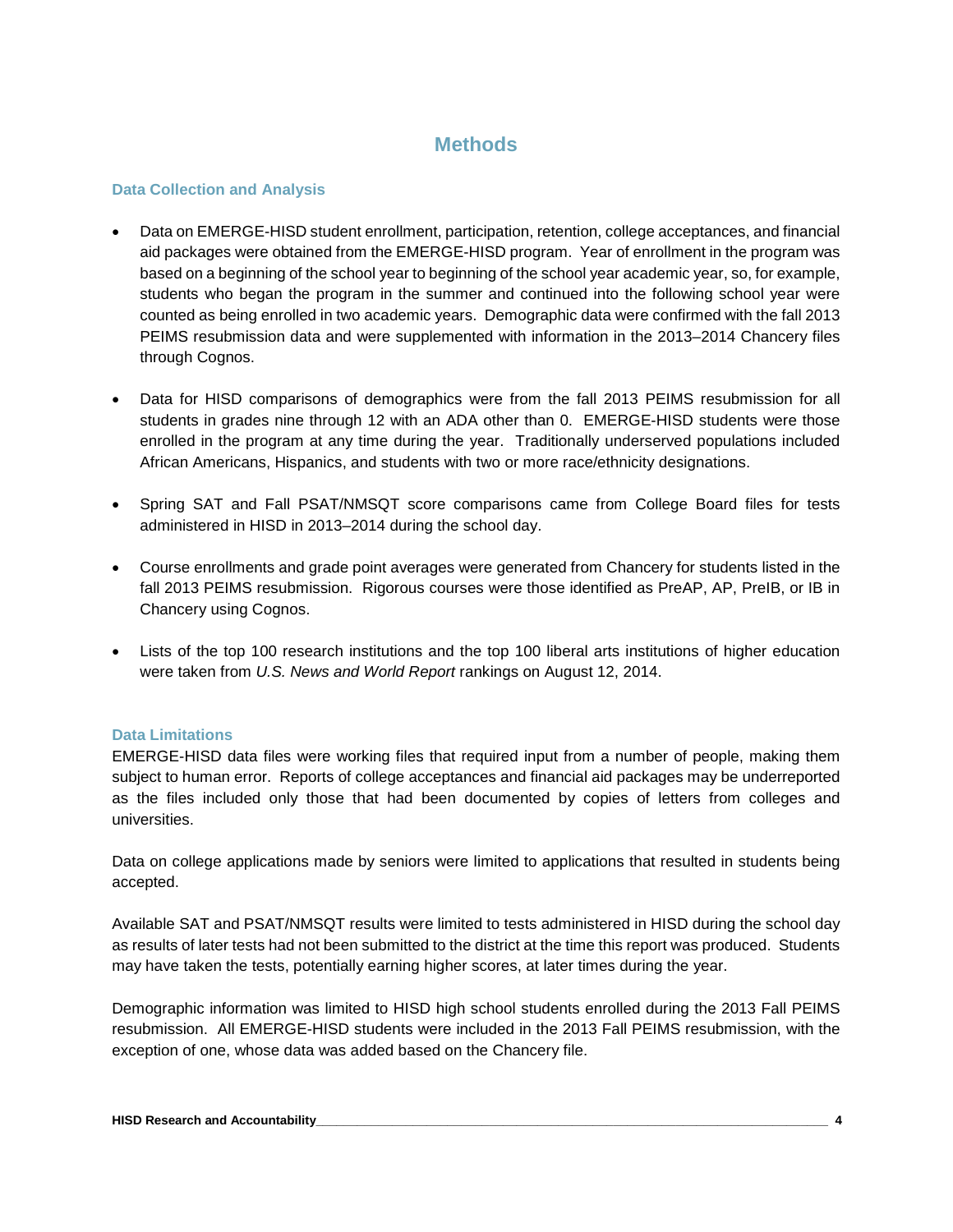# Methods

## Data Collection and Analysis

- Data on EMERGE-HISD student enrollment, participation, retention, college acceptances, and financial aid packages were obtained from the EMERGE-HISD program. Year of enrollment in the program was based on a beginning of the school year to beginning of the school year academic year, so, for example, students who began the program in the summer and continued into the following school year were counted as being enrolled in two academic years. Demographic data were confirmed with the fall 2013 PEIMS resubmission data and were supplemented with information in the 2013–2014 Chancery files through Cognos.

- Data for HISD comparisons of demographics were from the fall 2013 PEIMS resubmission for all students in grades nine through 12 with an ADA other than 0. EMERGE-HISD students were those enrolled in the program at any time during the year. Traditionally underserved populations included African Americans, Hispanics, and students with two or more race/ethnicity designations.

- Spring SAT and Fall PSAT/NMSQT score comparisons came from College Board files for tests administered in HISD in 2013–2014 during the school day.

- Course enrollments and grade point averages were generated from Chancery for students listed in the fall 2013 PEIMS resubmission. Rigorous courses were those identified as PreAP, AP, PreIB, or IB in Chancery using Cognos.

- Lists of the top 100 research institutions and the top 100 liberal arts institutions of higher education were taken from *U.S. News and World Report* rankings on August 12, 2014.

## Data Limitations

EMERGE-HISD data files were working files that required input from a number of people, making them subject to human error. Reports of college acceptances and financial aid packages may be underreported as the files included only those that had been documented by copies of letters from colleges and universities.

Data on college applications made by seniors were limited to applications that resulted in students being accepted.

Available SAT and PSAT/NMSQT results were limited to tests administered in HISD during the school day as results of later tests had not been submitted to the district at the time this report was produced. Students may have taken the tests, potentially earning higher scores, at later times during the year.

Demographic information was limited to HISD high school students enrolled during the 2013 Fall PEIMS resubmission. All EMERGE-HISD students were included in the 2013 Fall PEIMS resubmission, with the exception of one, whose data was added based on the Chancery file.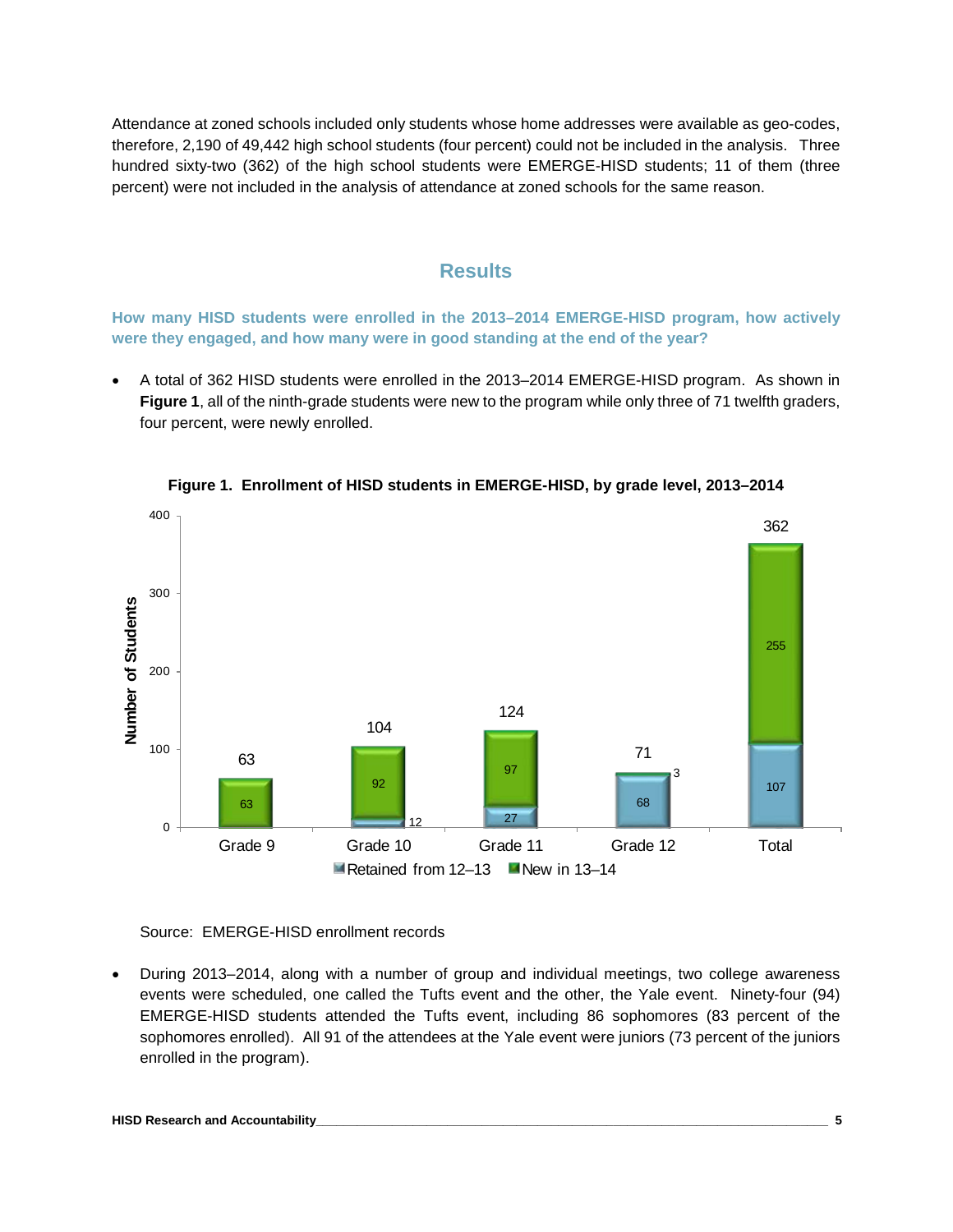Attendance at zoned schools included only students whose home addresses were available as geo-codes, therefore, 2,190 of 49,442 high school students (four percent) could not be included in the analysis. Three hundred sixty-two (362) of the high school students were EMERGE-HISD students; 11 of them (three percent) were not included in the analysis of attendance at zoned schools for the same reason.

## Results

### How many HISD students were enrolled in the 2013–2014 EMERGE-HISD program, how actively were they engaged, and how many were in good standing at the end of the year?

- A total of 362 HISD students were enrolled in the 2013–2014 EMERGE-HISD program. As shown in **Figure 1**, all of the ninth-grade students were new to the program while only three of 71 twelfth graders, four percent, were newly enrolled.

**Figure 1. Enrollment of HISD students in EMERGE-HISD, by grade level, 2013–2014**

| | Grade 9 | Grade 10 | Grade 11 | Grade 12 | Total |
|---|---|---|---|---|---|
| Retained from 12–13 | | 12 | 27 | 68 | 107 |
| New in 13–14 | 63 | 92 | 97 | 3 | 255 |
| Total | 63 | 104 | 124 | 71 | 362 |

Source: EMERGE-HISD enrollment records

- During 2013–2014, along with a number of group and individual meetings, two college awareness events were scheduled, one called the Tufts event and the other, the Yale event. Ninety-four (94) EMERGE-HISD students attended the Tufts event, including 86 sophomores (83 percent of the sophomores enrolled). All 91 of the attendees at the Yale event were juniors (73 percent of the juniors enrolled in the program).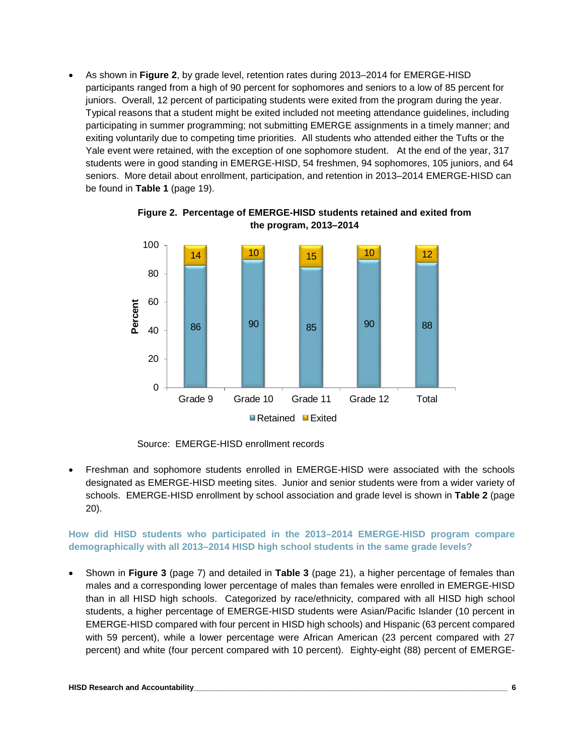- As shown in **Figure 2**, by grade level, retention rates during 2013–2014 for EMERGE-HISD participants ranged from a high of 90 percent for sophomores and seniors to a low of 85 percent for juniors. Overall, 12 percent of participating students were exited from the program during the year. Typical reasons that a student might be exited included not meeting attendance guidelines, including participating in summer programming; not submitting EMERGE assignments in a timely manner; and exiting voluntarily due to competing time priorities. All students who attended either the Tufts or the Yale event were retained, with the exception of one sophomore student. At the end of the year, 317 students were in good standing in EMERGE-HISD, 54 freshmen, 94 sophomores, 105 juniors, and 64 seniors. More detail about enrollment, participation, and retention in 2013–2014 EMERGE-HISD can be found in **Table 1** (page 19).

**Figure 2. Percentage of EMERGE-HISD students retained and exited from the program, 2013–2014**

| | Grade 9 | Grade 10 | Grade 11 | Grade 12 | Total |
|---|---|---|---|---|---|
| Retained | 86 | 90 | 85 | 90 | 88 |
| Exited | 14 | 10 | 15 | 10 | 12 |

Source: EMERGE-HISD enrollment records

- Freshman and sophomore students enrolled in EMERGE-HISD were associated with the schools designated as EMERGE-HISD meeting sites. Junior and senior students were from a wider variety of schools. EMERGE-HISD enrollment by school association and grade level is shown in **Table 2** (page 20).

### How did HISD students who participated in the 2013–2014 EMERGE-HISD program compare demographically with all 2013–2014 HISD high school students in the same grade levels?

- Shown in **Figure 3** (page 7) and detailed in **Table 3** (page 21), a higher percentage of females than males and a corresponding lower percentage of males than females were enrolled in EMERGE-HISD than in all HISD high schools. Categorized by race/ethnicity, compared with all HISD high school students, a higher percentage of EMERGE-HISD students were Asian/Pacific Islander (10 percent in EMERGE-HISD compared with four percent in HISD high schools) and Hispanic (63 percent compared with 59 percent), while a lower percentage were African American (23 percent compared with 27 percent) and white (four percent compared with 10 percent). Eighty-eight (88) percent of EMERGE-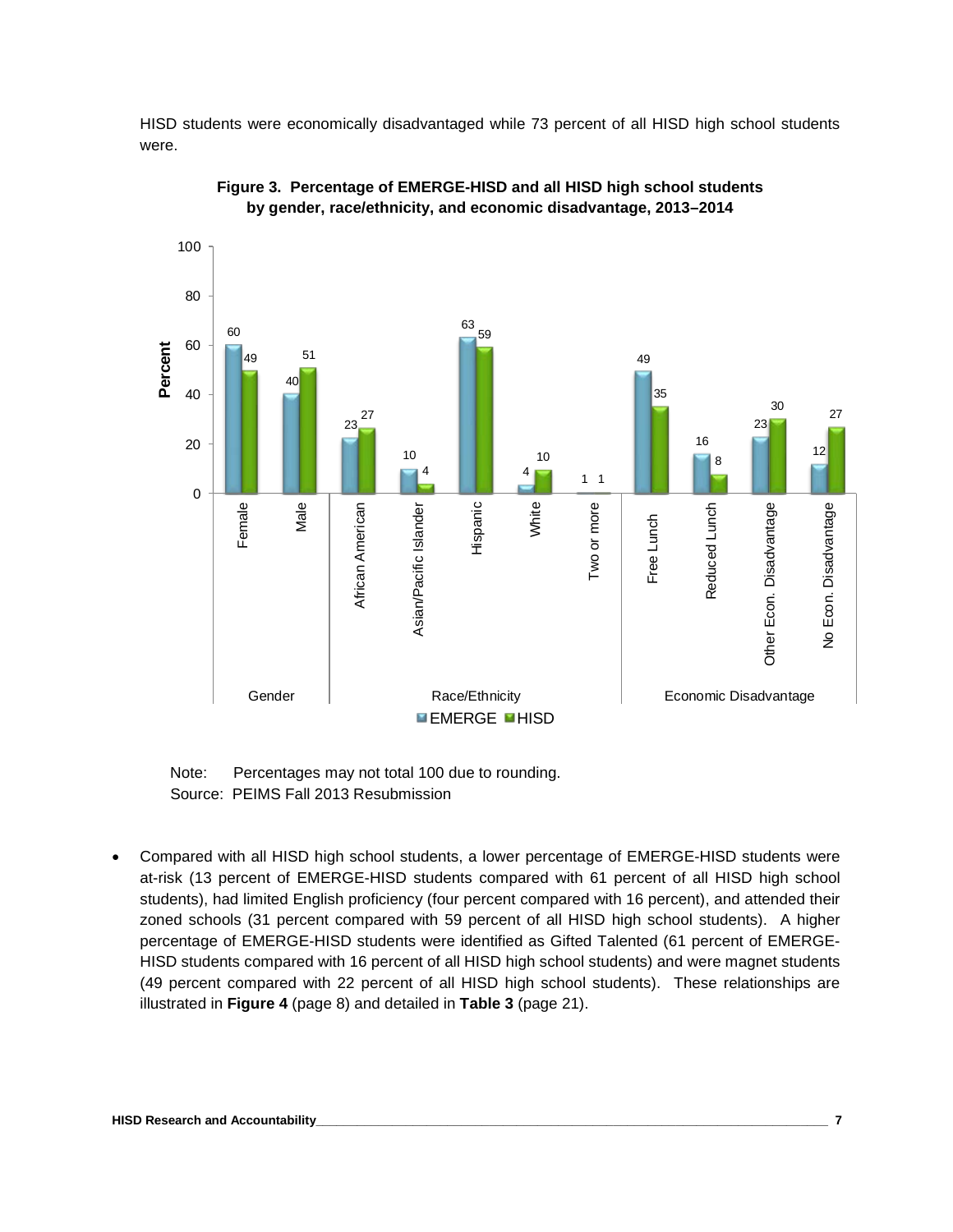HISD students were economically disadvantaged while 73 percent of all HISD high school students were.

**Figure 3. Percentage of EMERGE-HISD and all HISD high school students by gender, race/ethnicity, and economic disadvantage, 2013–2014**

| Group | Category | EMERGE | HISD |
|---|---|---|---|
| Gender | Female | 60 | 49 |
| Gender | Male | 40 | 51 |
| Race/Ethnicity | African American | 23 | 27 |
| Race/Ethnicity | Asian/Pacific Islander | 10 | 4 |
| Race/Ethnicity | Hispanic | 63 | 59 |
| Race/Ethnicity | White | 4 | 10 |
| Race/Ethnicity | Two or more | 1 | 1 |
| Economic Disadvantage | Free Lunch | 49 | 35 |
| Economic Disadvantage | Reduced Lunch | 16 | 8 |
| Economic Disadvantage | Other Econ. Disadvantage | 23 | 30 |
| Economic Disadvantage | No Econ. Disadvantage | 12 | 27 |

Note: Percentages may not total 100 due to rounding.
Source: PEIMS Fall 2013 Resubmission

- Compared with all HISD high school students, a lower percentage of EMERGE-HISD students were at-risk (13 percent of EMERGE-HISD students compared with 61 percent of all HISD high school students), had limited English proficiency (four percent compared with 16 percent), and attended their zoned schools (31 percent compared with 59 percent of all HISD high school students). A higher percentage of EMERGE-HISD students were identified as Gifted Talented (61 percent of EMERGE-HISD students compared with 16 percent of all HISD high school students) and were magnet students (49 percent compared with 22 percent of all HISD high school students). These relationships are illustrated in **Figure 4** (page 8) and detailed in **Table 3** (page 21).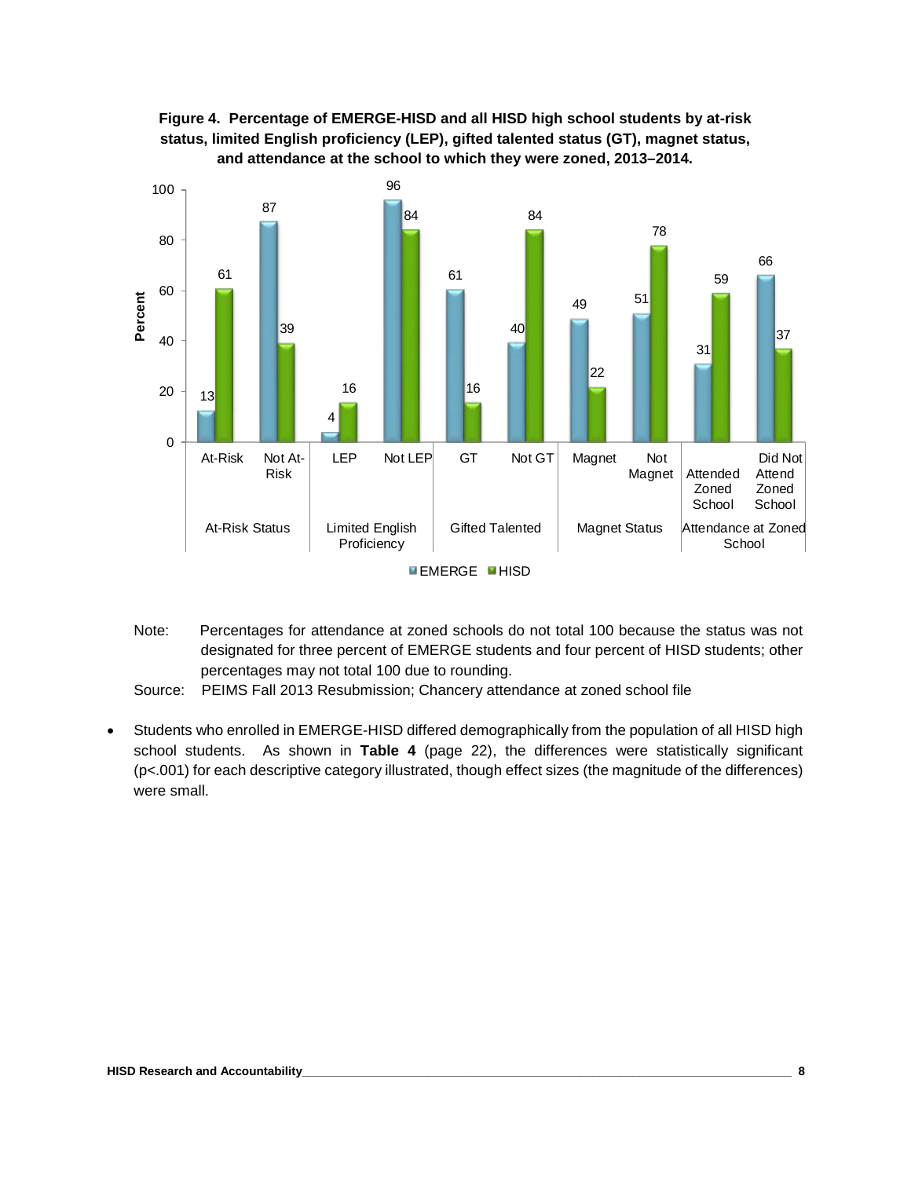**Figure 4. Percentage of EMERGE-HISD and all HISD high school students by at-risk status, limited English proficiency (LEP), gifted talented status (GT), magnet status, and attendance at the school to which they were zoned, 2013–2014.**

| Category | Subgroup | EMERGE | HISD |
|---|---|---|---|
| At-Risk Status | At-Risk | 13 | 61 |
| | Not At-Risk | 87 | 39 |
| Limited English Proficiency | LEP | 4 | 16 |
| | Not LEP | 96 | 84 |
| Gifted Talented | GT | 61 | 16 |
| | Not GT | 40 | 84 |
| Magnet Status | Magnet | 49 | 22 |
| | Not Magnet | 51 | 78 |
| Attendance at Zoned School | Attended Zoned School | 31 | 59 |
| | Did Not Attend Zoned School | 66 | 37 |

Note: Percentages for attendance at zoned schools do not total 100 because the status was not designated for three percent of EMERGE students and four percent of HISD students; other percentages may not total 100 due to rounding.

Source: PEIMS Fall 2013 Resubmission; Chancery attendance at zoned school file

- Students who enrolled in EMERGE-HISD differed demographically from the population of all HISD high school students. As shown in **Table 4** (page 22), the differences were statistically significant ($p<.001$) for each descriptive category illustrated, though effect sizes (the magnitude of the differences) were small.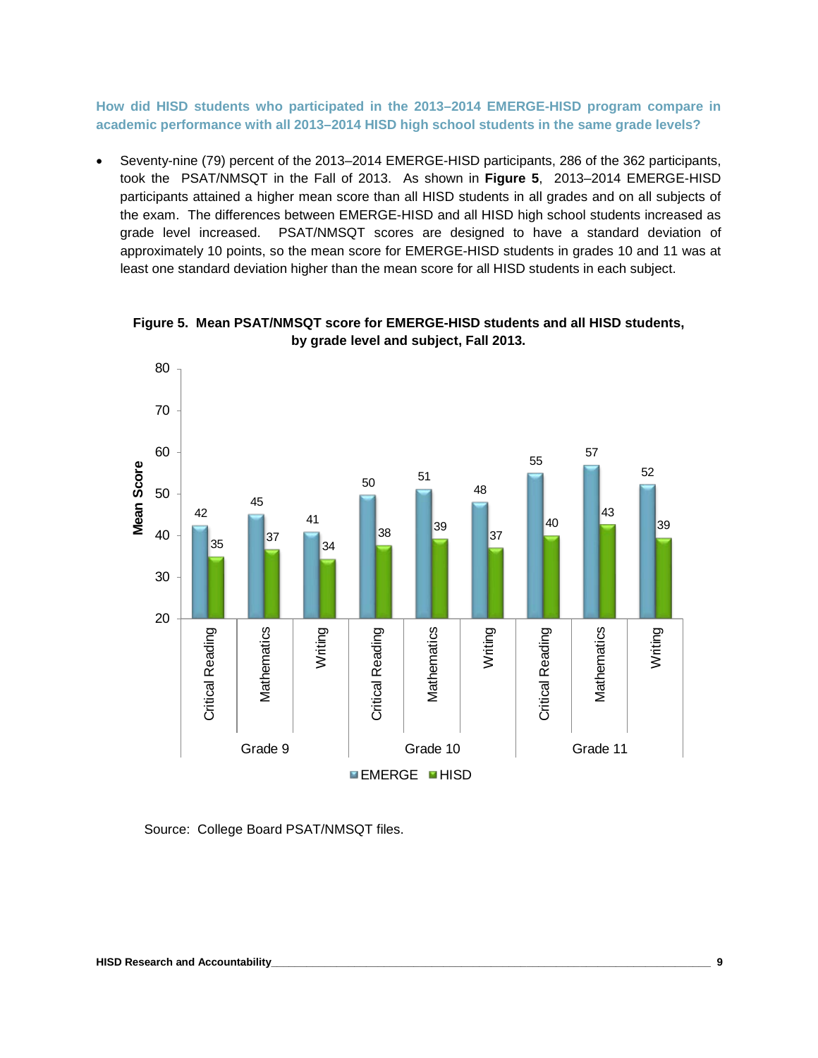### How did HISD students who participated in the 2013–2014 EMERGE-HISD program compare in academic performance with all 2013–2014 HISD high school students in the same grade levels?

- Seventy-nine (79) percent of the 2013–2014 EMERGE-HISD participants, 286 of the 362 participants, took the PSAT/NMSQT in the Fall of 2013. As shown in **Figure 5**, 2013–2014 EMERGE-HISD participants attained a higher mean score than all HISD students in all grades and on all subjects of the exam. The differences between EMERGE-HISD and all HISD high school students increased as grade level increased. PSAT/NMSQT scores are designed to have a standard deviation of approximately 10 points, so the mean score for EMERGE-HISD students in grades 10 and 11 was at least one standard deviation higher than the mean score for all HISD students in each subject.

**Figure 5. Mean PSAT/NMSQT score for EMERGE-HISD students and all HISD students, by grade level and subject, Fall 2013.**

| Grade | Subject | EMERGE | HISD |
|---|---|---|---|
| Grade 9 | Critical Reading | 42 | 35 |
| Grade 9 | Mathematics | 45 | 37 |
| Grade 9 | Writing | 41 | 34 |
| Grade 10 | Critical Reading | 50 | 38 |
| Grade 10 | Mathematics | 51 | 39 |
| Grade 10 | Writing | 48 | 37 |
| Grade 11 | Critical Reading | 55 | 40 |
| Grade 11 | Mathematics | 57 | 43 |
| Grade 11 | Writing | 52 | 39 |

Source: College Board PSAT/NMSQT files.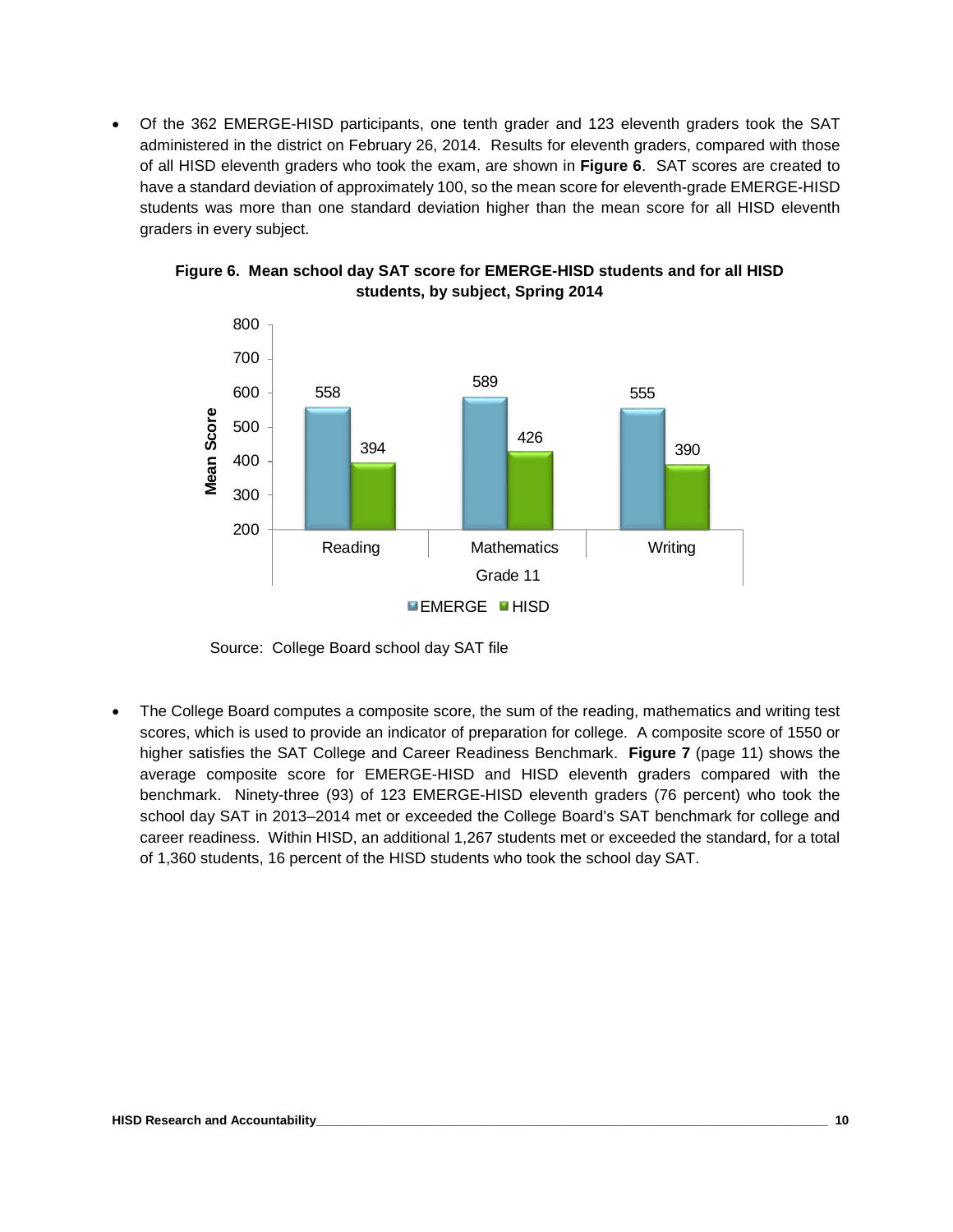- Of the 362 EMERGE-HISD participants, one tenth grader and 123 eleventh graders took the SAT administered in the district on February 26, 2014. Results for eleventh graders, compared with those of all HISD eleventh graders who took the exam, are shown in **Figure 6**. SAT scores are created to have a standard deviation of approximately 100, so the mean score for eleventh-grade EMERGE-HISD students was more than one standard deviation higher than the mean score for all HISD eleventh graders in every subject.

**Figure 6. Mean school day SAT score for EMERGE-HISD students and for all HISD students, by subject, Spring 2014**

| Grade 11 | EMERGE | HISD |
|---|---|---|
| Reading | 558 | 394 |
| Mathematics | 589 | 426 |
| Writing | 555 | 390 |

Source: College Board school day SAT file

- The College Board computes a composite score, the sum of the reading, mathematics and writing test scores, which is used to provide an indicator of preparation for college. A composite score of 1550 or higher satisfies the SAT College and Career Readiness Benchmark. **Figure 7** (page 11) shows the average composite score for EMERGE-HISD and HISD eleventh graders compared with the benchmark. Ninety-three (93) of 123 EMERGE-HISD eleventh graders (76 percent) who took the school day SAT in 2013–2014 met or exceeded the College Board's SAT benchmark for college and career readiness. Within HISD, an additional 1,267 students met or exceeded the standard, for a total of 1,360 students, 16 percent of the HISD students who took the school day SAT.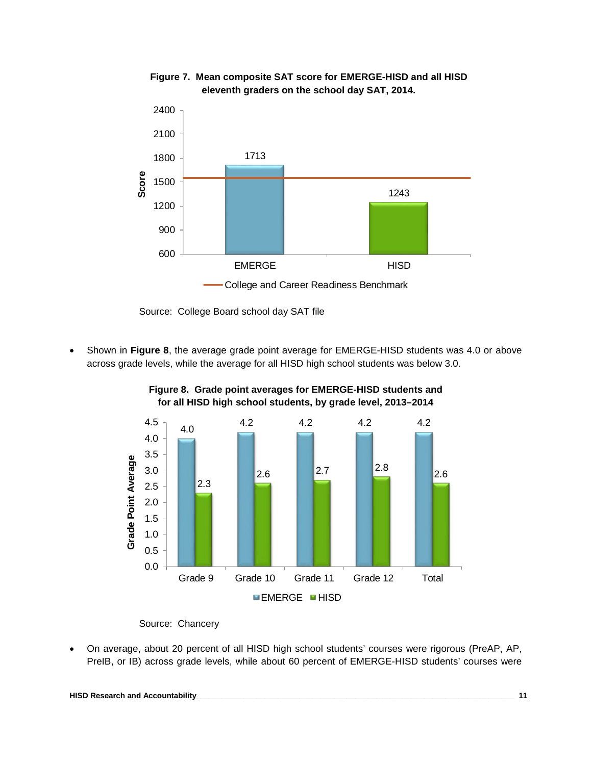**Figure 7. Mean composite SAT score for EMERGE-HISD and all HISD eleventh graders on the school day SAT, 2014.**

| | Score |
|---|---|
| EMERGE | 1713 |
| HISD | 1243 |

College and Career Readiness Benchmark

Source: College Board school day SAT file

- Shown in **Figure 8**, the average grade point average for EMERGE-HISD students was 4.0 or above across grade levels, while the average for all HISD high school students was below 3.0.

**Figure 8. Grade point averages for EMERGE-HISD students and for all HISD high school students, by grade level, 2013–2014**

| | EMERGE | HISD |
|---|---|---|
| Grade 9 | 4.0 | 2.3 |
| Grade 10 | 4.2 | 2.6 |
| Grade 11 | 4.2 | 2.7 |
| Grade 12 | 4.2 | 2.8 |
| Total | 4.2 | 2.6 |

Source: Chancery

- On average, about 20 percent of all HISD high school students' courses were rigorous (PreAP, AP, PreIB, or IB) across grade levels, while about 60 percent of EMERGE-HISD students' courses were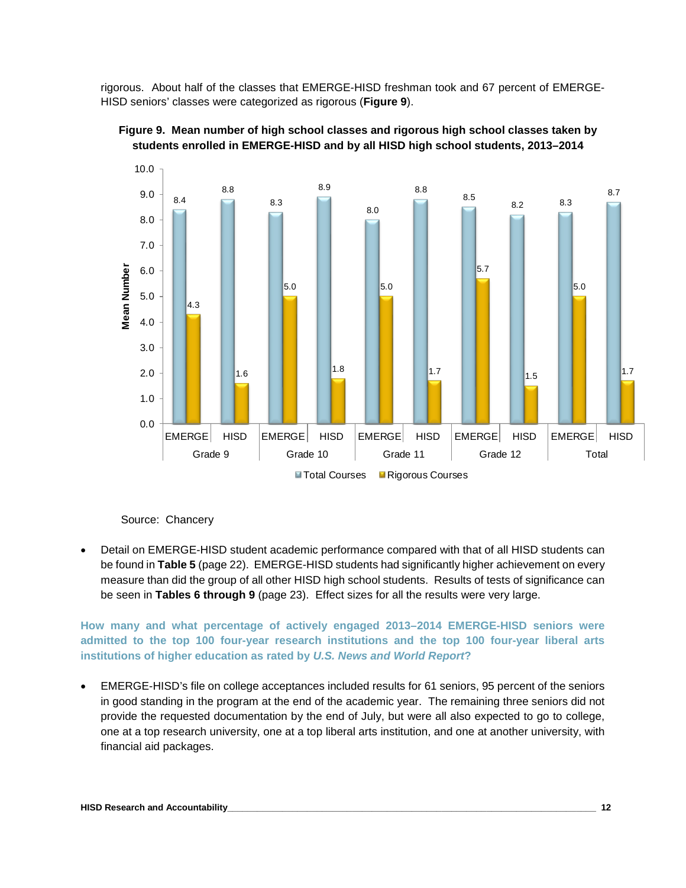rigorous. About half of the classes that EMERGE-HISD freshman took and 67 percent of EMERGE-HISD seniors' classes were categorized as rigorous (**Figure 9**).

**Figure 9. Mean number of high school classes and rigorous high school classes taken by students enrolled in EMERGE-HISD and by all HISD high school students, 2013–2014**

| | | Total Courses | Rigorous Courses |
|---|---|---|---|
| Grade 9 | EMERGE | 8.4 | 4.3 |
| | HISD | 8.8 | 1.6 |
| Grade 10 | EMERGE | 8.3 | 5.0 |
| | HISD | 8.9 | 1.8 |
| Grade 11 | EMERGE | 8.0 | 5.0 |
| | HISD | 8.8 | 1.7 |
| Grade 12 | EMERGE | 8.5 | 5.7 |
| | HISD | 8.2 | 1.5 |
| Total | EMERGE | 8.3 | 5.0 |
| | HISD | 8.7 | 1.7 |

Source: Chancery

- Detail on EMERGE-HISD student academic performance compared with that of all HISD students can be found in **Table 5** (page 22). EMERGE-HISD students had significantly higher achievement on every measure than did the group of all other HISD high school students. Results of tests of significance can be seen in **Tables 6 through 9** (page 23). Effect sizes for all the results were very large.

### How many and what percentage of actively engaged 2013–2014 EMERGE-HISD seniors were admitted to the top 100 four-year research institutions and the top 100 four-year liberal arts institutions of higher education as rated by *U.S. News and World Report*?

- EMERGE-HISD's file on college acceptances included results for 61 seniors, 95 percent of the seniors in good standing in the program at the end of the academic year. The remaining three seniors did not provide the requested documentation by the end of July, but were all also expected to go to college, one at a top research university, one at a top liberal arts institution, and one at another university, with financial aid packages.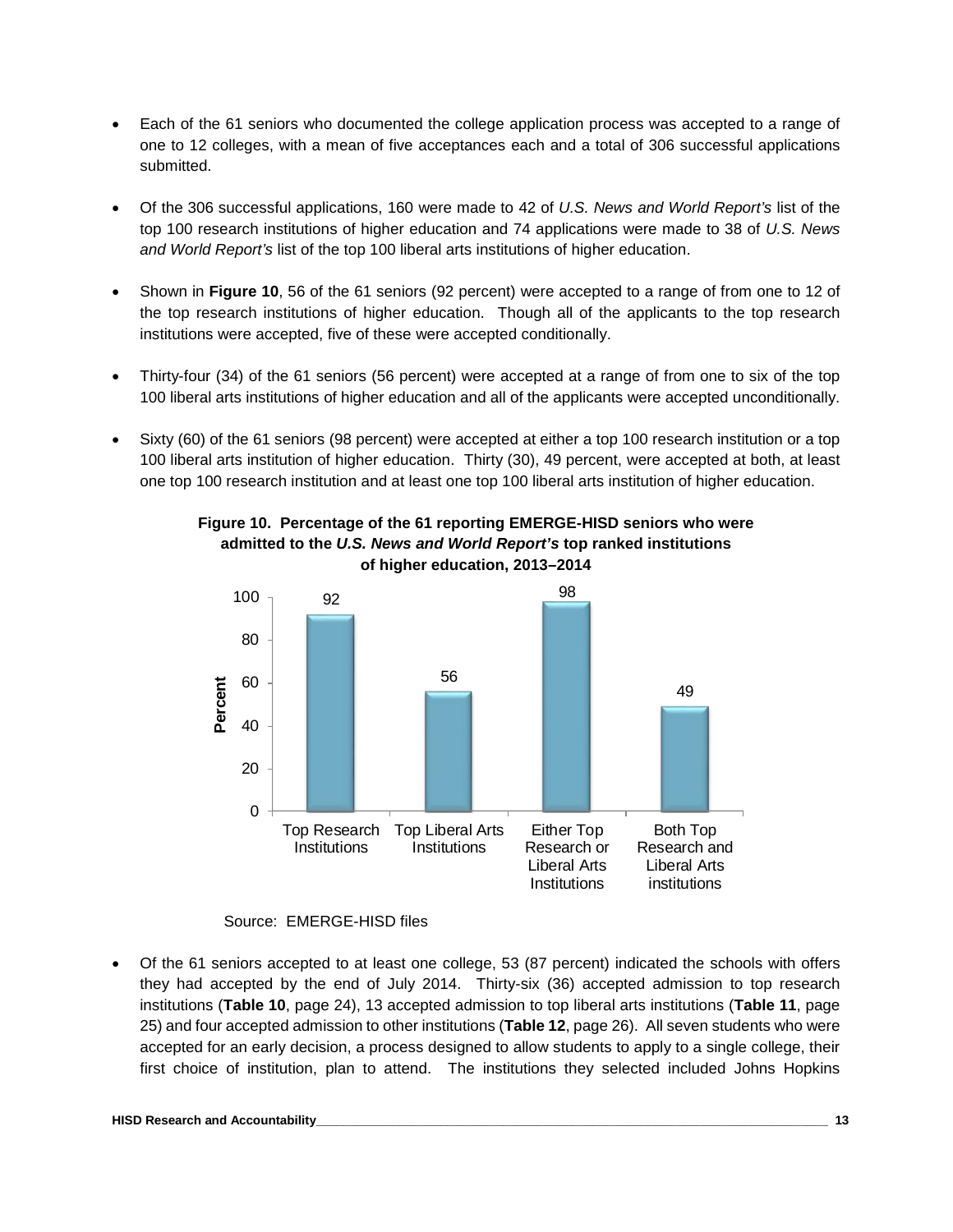- Each of the 61 seniors who documented the college application process was accepted to a range of one to 12 colleges, with a mean of five acceptances each and a total of 306 successful applications submitted.
- Of the 306 successful applications, 160 were made to 42 of *U.S. News and World Report's* list of the top 100 research institutions of higher education and 74 applications were made to 38 of *U.S. News and World Report's* list of the top 100 liberal arts institutions of higher education.
- Shown in **Figure 10**, 56 of the 61 seniors (92 percent) were accepted to a range of from one to 12 of the top research institutions of higher education. Though all of the applicants to the top research institutions were accepted, five of these were accepted conditionally.
- Thirty-four (34) of the 61 seniors (56 percent) were accepted at a range of from one to six of the top 100 liberal arts institutions of higher education and all of the applicants were accepted unconditionally.
- Sixty (60) of the 61 seniors (98 percent) were accepted at either a top 100 research institution or a top 100 liberal arts institution of higher education. Thirty (30), 49 percent, were accepted at both, at least one top 100 research institution and at least one top 100 liberal arts institution of higher education.

**Figure 10. Percentage of the 61 reporting EMERGE-HISD seniors who were admitted to the *U.S. News and World Report's* top ranked institutions of higher education, 2013–2014**

| Category | Percent |
|---|---|
| Top Research Institutions | 92 |
| Top Liberal Arts Institutions | 56 |
| Either Top Research or Liberal Arts Institutions | 98 |
| Both Top Research and Liberal Arts institutions | 49 |

Source: EMERGE-HISD files

- Of the 61 seniors accepted to at least one college, 53 (87 percent) indicated the schools with offers they had accepted by the end of July 2014. Thirty-six (36) accepted admission to top research institutions (**Table 10**, page 24), 13 accepted admission to top liberal arts institutions (**Table 11**, page 25) and four accepted admission to other institutions (**Table 12**, page 26). All seven students who were accepted for an early decision, a process designed to allow students to apply to a single college, their first choice of institution, plan to attend. The institutions they selected included Johns Hopkins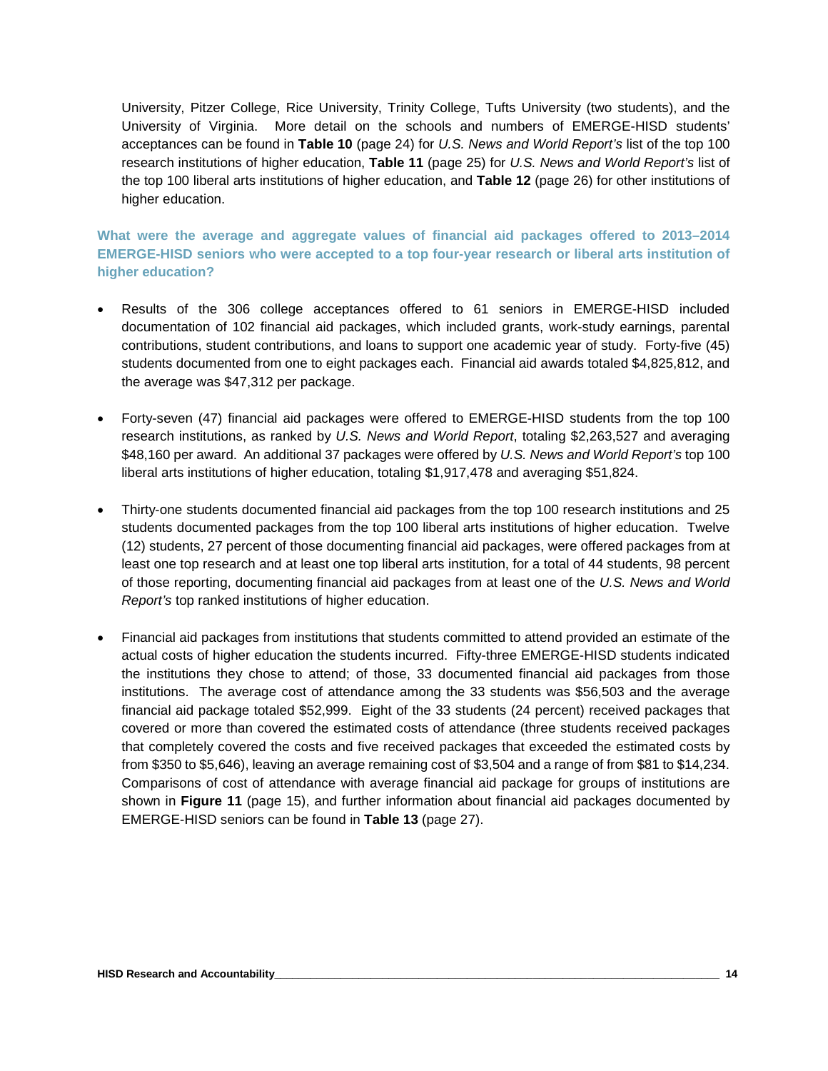University, Pitzer College, Rice University, Trinity College, Tufts University (two students), and the University of Virginia. More detail on the schools and numbers of EMERGE-HISD students' acceptances can be found in **Table 10** (page 24) for *U.S. News and World Report's* list of the top 100 research institutions of higher education, **Table 11** (page 25) for *U.S. News and World Report's* list of the top 100 liberal arts institutions of higher education, and **Table 12** (page 26) for other institutions of higher education.

### What were the average and aggregate values of financial aid packages offered to 2013–2014 EMERGE-HISD seniors who were accepted to a top four-year research or liberal arts institution of higher education?

- Results of the 306 college acceptances offered to 61 seniors in EMERGE-HISD included documentation of 102 financial aid packages, which included grants, work-study earnings, parental contributions, student contributions, and loans to support one academic year of study. Forty-five (45) students documented from one to eight packages each. Financial aid awards totaled $4,825,812, and the average was $47,312 per package.

- Forty-seven (47) financial aid packages were offered to EMERGE-HISD students from the top 100 research institutions, as ranked by *U.S. News and World Report*, totaling $2,263,527 and averaging $48,160 per award. An additional 37 packages were offered by *U.S. News and World Report's* top 100 liberal arts institutions of higher education, totaling $1,917,478 and averaging $51,824.

- Thirty-one students documented financial aid packages from the top 100 research institutions and 25 students documented packages from the top 100 liberal arts institutions of higher education. Twelve (12) students, 27 percent of those documenting financial aid packages, were offered packages from at least one top research and at least one top liberal arts institution, for a total of 44 students, 98 percent of those reporting, documenting financial aid packages from at least one of the *U.S. News and World Report's* top ranked institutions of higher education.

- Financial aid packages from institutions that students committed to attend provided an estimate of the actual costs of higher education the students incurred. Fifty-three EMERGE-HISD students indicated the institutions they chose to attend; of those, 33 documented financial aid packages from those institutions. The average cost of attendance among the 33 students was $56,503 and the average financial aid package totaled $52,999. Eight of the 33 students (24 percent) received packages that covered or more than covered the estimated costs of attendance (three students received packages that completely covered the costs and five received packages that exceeded the estimated costs by from $350 to $5,646), leaving an average remaining cost of $3,504 and a range of from $81 to $14,234. Comparisons of cost of attendance with average financial aid package for groups of institutions are shown in **Figure 11** (page 15), and further information about financial aid packages documented by EMERGE-HISD seniors can be found in **Table 13** (page 27).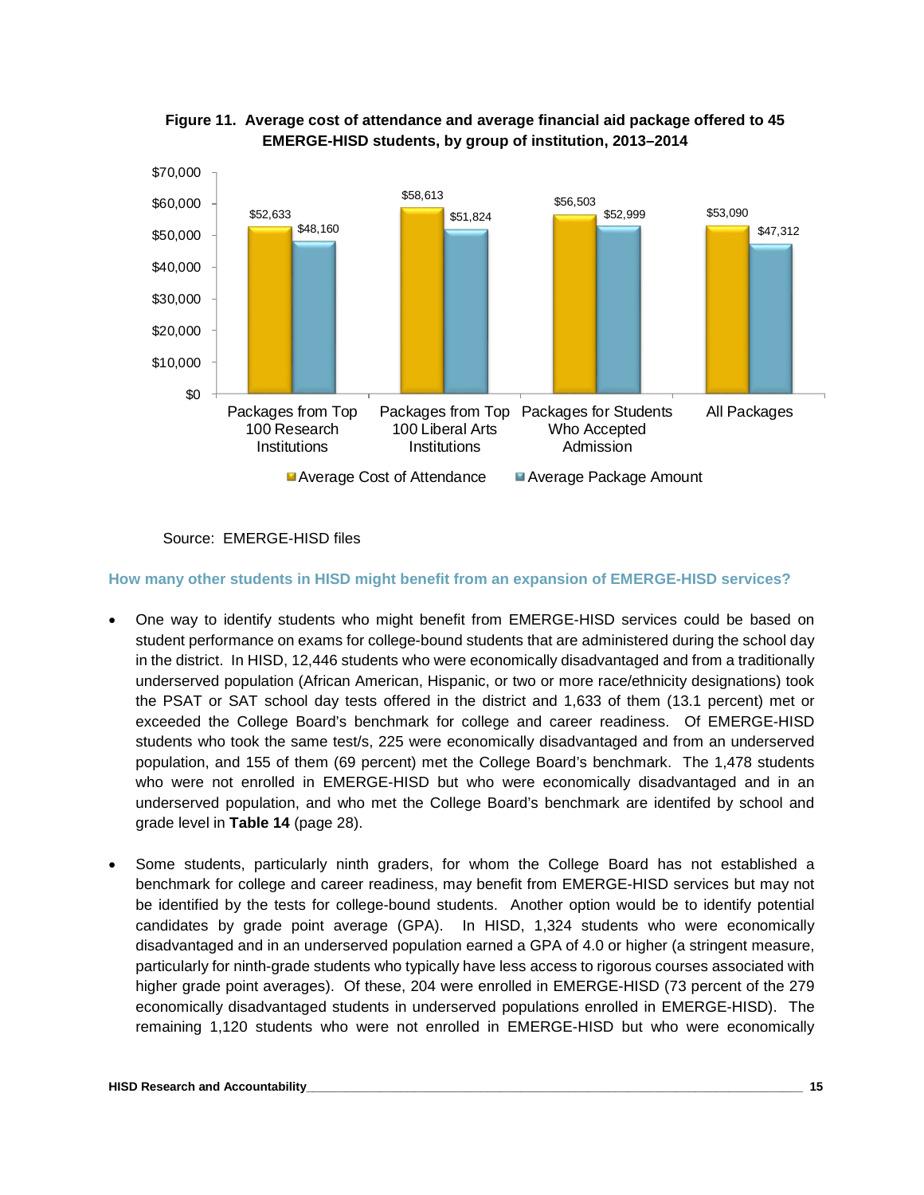**Figure 11. Average cost of attendance and average financial aid package offered to 45 EMERGE-HISD students, by group of institution, 2013–2014**

| | Average Cost of Attendance | Average Package Amount |
|---|---|---|
| Packages from Top 100 Research Institutions | $52,633 | $48,160 |
| Packages from Top 100 Liberal Arts Institutions | $58,613 | $51,824 |
| Packages for Students Who Accepted Admission | $56,503 | $52,999 |
| All Packages | $53,090 | $47,312 |

Source: EMERGE-HISD files

### How many other students in HISD might benefit from an expansion of EMERGE-HISD services?

- One way to identify students who might benefit from EMERGE-HISD services could be based on student performance on exams for college-bound students that are administered during the school day in the district. In HISD, 12,446 students who were economically disadvantaged and from a traditionally underserved population (African American, Hispanic, or two or more race/ethnicity designations) took the PSAT or SAT school day tests offered in the district and 1,633 of them (13.1 percent) met or exceeded the College Board's benchmark for college and career readiness. Of EMERGE-HISD students who took the same test/s, 225 were economically disadvantaged and from an underserved population, and 155 of them (69 percent) met the College Board's benchmark. The 1,478 students who were not enrolled in EMERGE-HISD but who were economically disadvantaged and in an underserved population, and who met the College Board's benchmark are identifed by school and grade level in **Table 14** (page 28).

- Some students, particularly ninth graders, for whom the College Board has not established a benchmark for college and career readiness, may benefit from EMERGE-HISD services but may not be identified by the tests for college-bound students. Another option would be to identify potential candidates by grade point average (GPA). In HISD, 1,324 students who were economically disadvantaged and in an underserved population earned a GPA of 4.0 or higher (a stringent measure, particularly for ninth-grade students who typically have less access to rigorous courses associated with higher grade point averages). Of these, 204 were enrolled in EMERGE-HISD (73 percent of the 279 economically disadvantaged students in underserved populations enrolled in EMERGE-HISD). The remaining 1,120 students who were not enrolled in EMERGE-HISD but who were economically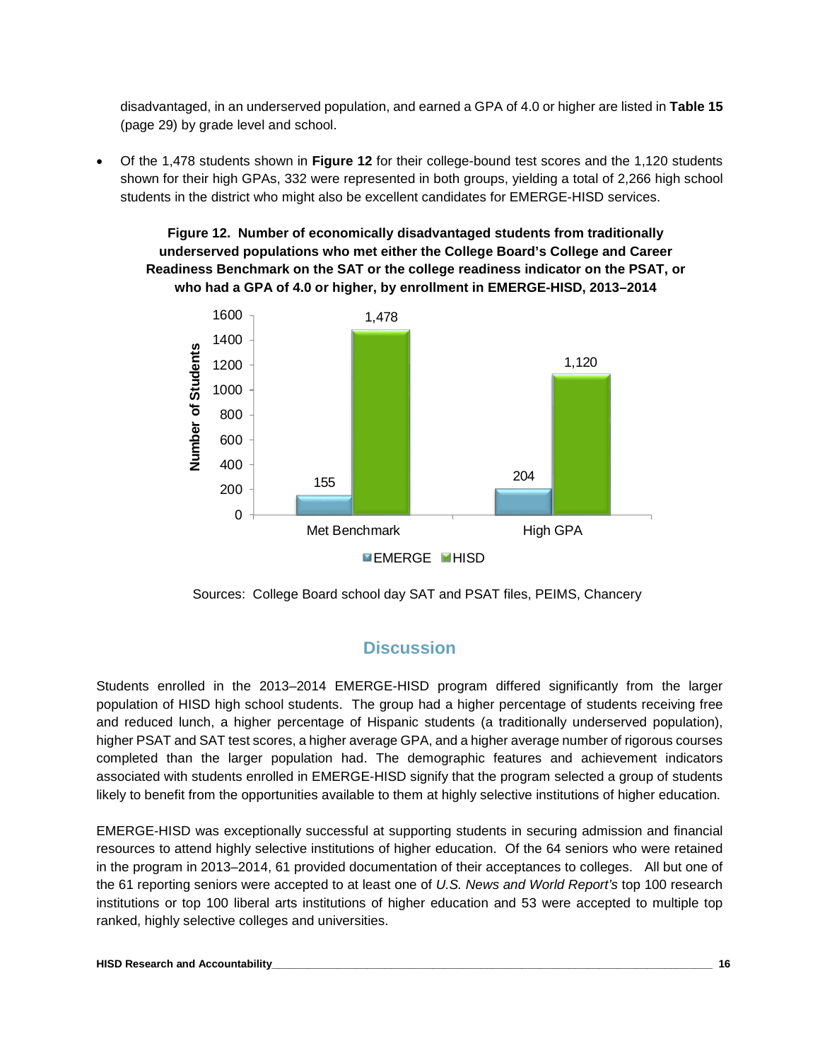disadvantaged, in an underserved population, and earned a GPA of 4.0 or higher are listed in **Table 15** (page 29) by grade level and school.

- Of the 1,478 students shown in **Figure 12** for their college-bound test scores and the 1,120 students shown for their high GPAs, 332 were represented in both groups, yielding a total of 2,266 high school students in the district who might also be excellent candidates for EMERGE-HISD services.

**Figure 12. Number of economically disadvantaged students from traditionally underserved populations who met either the College Board's College and Career Readiness Benchmark on the SAT or the college readiness indicator on the PSAT, or who had a GPA of 4.0 or higher, by enrollment in EMERGE-HISD, 2013–2014**

| | EMERGE | HISD |
|---|---|---|
| Met Benchmark | 155 | 1,478 |
| High GPA | 204 | 1,120 |

Sources: College Board school day SAT and PSAT files, PEIMS, Chancery

## Discussion

Students enrolled in the 2013–2014 EMERGE-HISD program differed significantly from the larger population of HISD high school students. The group had a higher percentage of students receiving free and reduced lunch, a higher percentage of Hispanic students (a traditionally underserved population), higher PSAT and SAT test scores, a higher average GPA, and a higher average number of rigorous courses completed than the larger population had. The demographic features and achievement indicators associated with students enrolled in EMERGE-HISD signify that the program selected a group of students likely to benefit from the opportunities available to them at highly selective institutions of higher education.

EMERGE-HISD was exceptionally successful at supporting students in securing admission and financial resources to attend highly selective institutions of higher education. Of the 64 seniors who were retained in the program in 2013–2014, 61 provided documentation of their acceptances to colleges. All but one of the 61 reporting seniors were accepted to at least one of *U.S. News and World Report's* top 100 research institutions or top 100 liberal arts institutions of higher education and 53 were accepted to multiple top ranked, highly selective colleges and universities.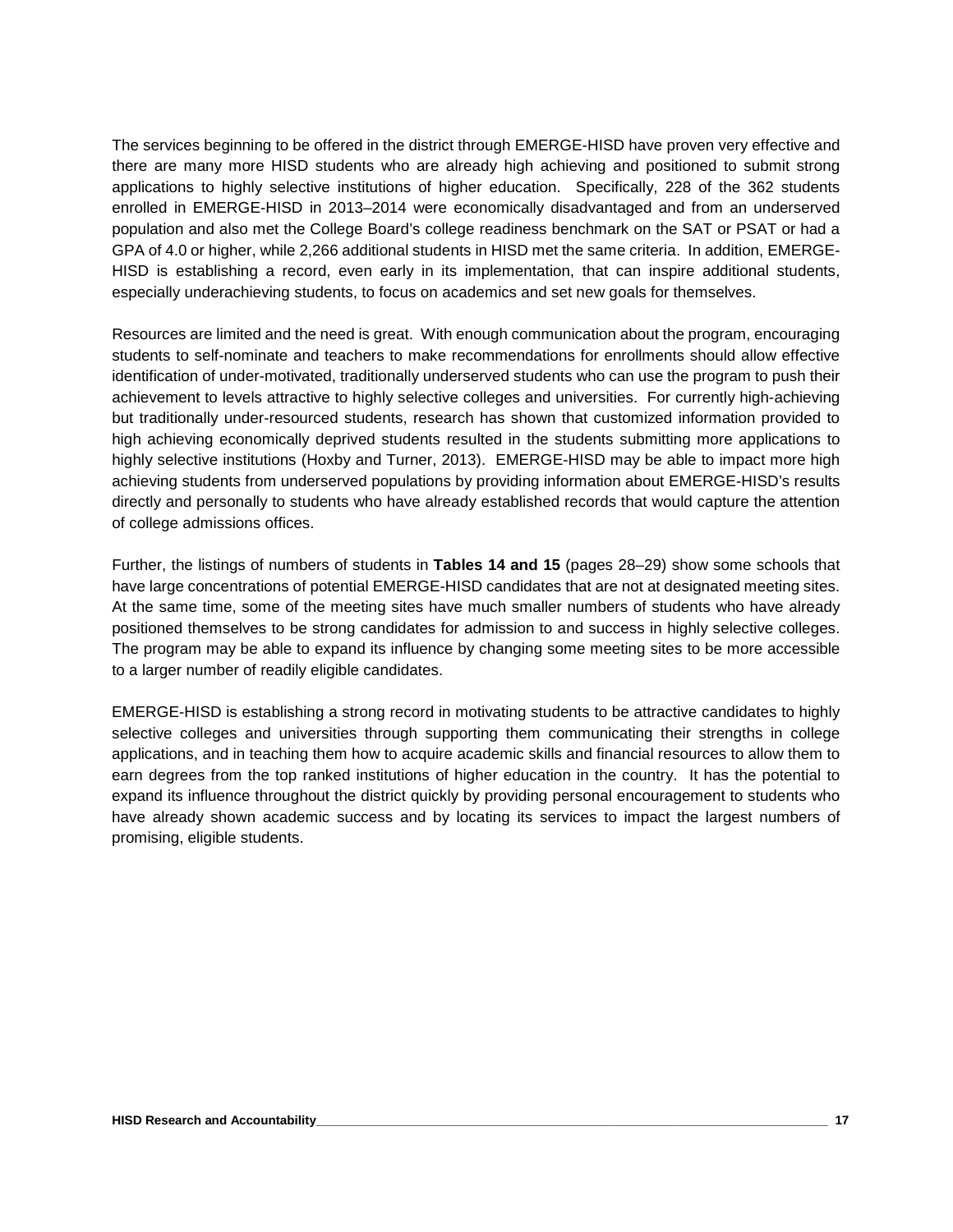The services beginning to be offered in the district through EMERGE-HISD have proven very effective and there are many more HISD students who are already high achieving and positioned to submit strong applications to highly selective institutions of higher education. Specifically, 228 of the 362 students enrolled in EMERGE-HISD in 2013–2014 were economically disadvantaged and from an underserved population and also met the College Board's college readiness benchmark on the SAT or PSAT or had a GPA of 4.0 or higher, while 2,266 additional students in HISD met the same criteria. In addition, EMERGE-HISD is establishing a record, even early in its implementation, that can inspire additional students, especially underachieving students, to focus on academics and set new goals for themselves.

Resources are limited and the need is great. With enough communication about the program, encouraging students to self-nominate and teachers to make recommendations for enrollments should allow effective identification of under-motivated, traditionally underserved students who can use the program to push their achievement to levels attractive to highly selective colleges and universities. For currently high-achieving but traditionally under-resourced students, research has shown that customized information provided to high achieving economically deprived students resulted in the students submitting more applications to highly selective institutions (Hoxby and Turner, 2013). EMERGE-HISD may be able to impact more high achieving students from underserved populations by providing information about EMERGE-HISD's results directly and personally to students who have already established records that would capture the attention of college admissions offices.

Further, the listings of numbers of students in **Tables 14 and 15** (pages 28–29) show some schools that have large concentrations of potential EMERGE-HISD candidates that are not at designated meeting sites. At the same time, some of the meeting sites have much smaller numbers of students who have already positioned themselves to be strong candidates for admission to and success in highly selective colleges. The program may be able to expand its influence by changing some meeting sites to be more accessible to a larger number of readily eligible candidates.

EMERGE-HISD is establishing a strong record in motivating students to be attractive candidates to highly selective colleges and universities through supporting them communicating their strengths in college applications, and in teaching them how to acquire academic skills and financial resources to allow them to earn degrees from the top ranked institutions of higher education in the country. It has the potential to expand its influence throughout the district quickly by providing personal encouragement to students who have already shown academic success and by locating its services to impact the largest numbers of promising, eligible students.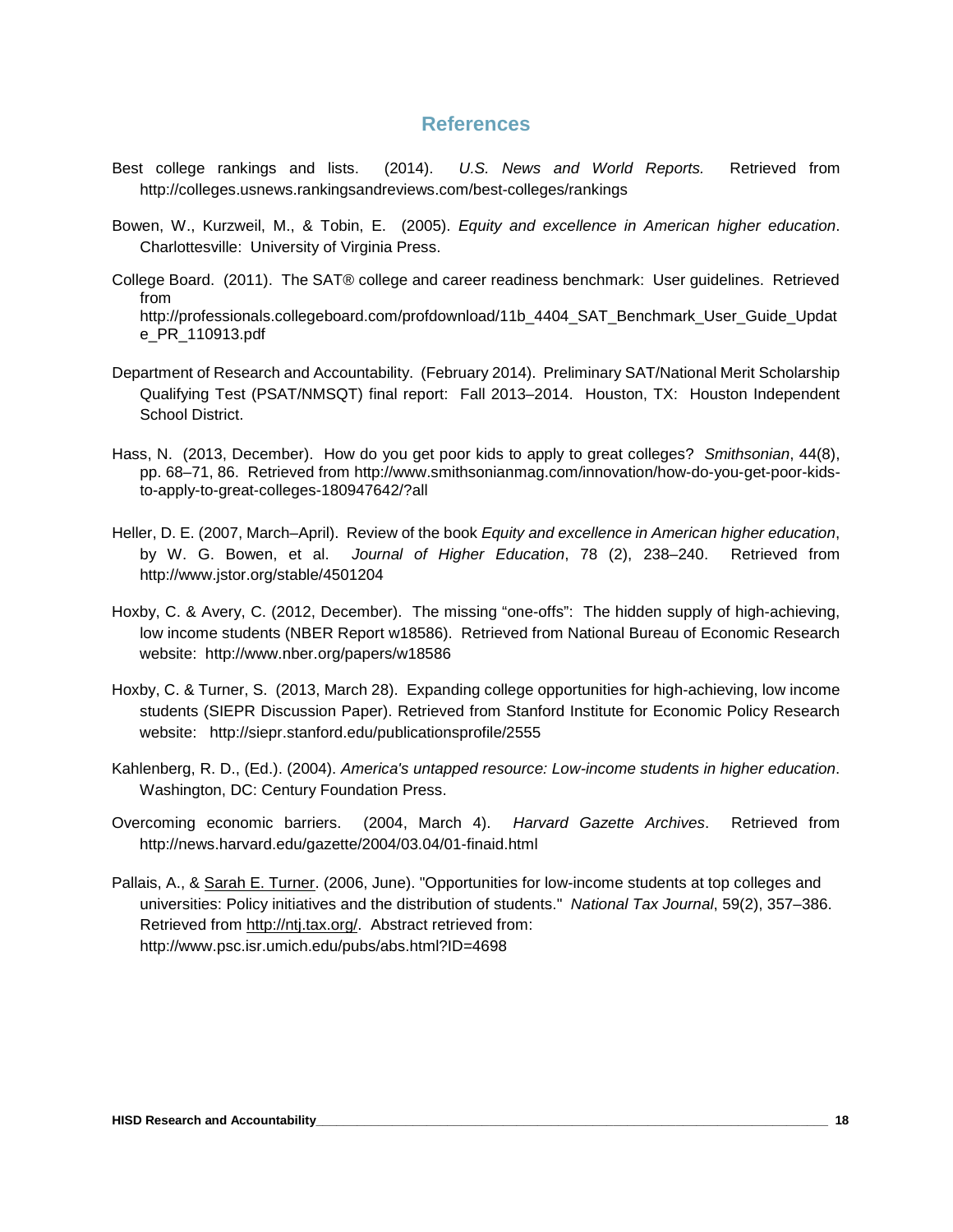## References

Best college rankings and lists. (2014). *U.S. News and World Reports.* Retrieved from http://colleges.usnews.rankingsandreviews.com/best-colleges/rankings

Bowen, W., Kurzweil, M., & Tobin, E. (2005). *Equity and excellence in American higher education*. Charlottesville: University of Virginia Press.

College Board. (2011). The SAT® college and career readiness benchmark: User guidelines. Retrieved from http://professionals.collegeboard.com/profdownload/11b_4404_SAT_Benchmark_User_Guide_Update_PR_110913.pdf

Department of Research and Accountability. (February 2014). Preliminary SAT/National Merit Scholarship Qualifying Test (PSAT/NMSQT) final report: Fall 2013–2014. Houston, TX: Houston Independent School District.

Hass, N. (2013, December). How do you get poor kids to apply to great colleges? *Smithsonian*, 44(8), pp. 68–71, 86. Retrieved from http://www.smithsonianmag.com/innovation/how-do-you-get-poor-kids-to-apply-to-great-colleges-180947642/?all

Heller, D. E. (2007, March–April). Review of the book *Equity and excellence in American higher education*, by W. G. Bowen, et al. *Journal of Higher Education*, 78 (2), 238–240. Retrieved from http://www.jstor.org/stable/4501204

Hoxby, C. & Avery, C. (2012, December). The missing "one-offs": The hidden supply of high-achieving, low income students (NBER Report w18586). Retrieved from National Bureau of Economic Research website: http://www.nber.org/papers/w18586

Hoxby, C. & Turner, S. (2013, March 28). Expanding college opportunities for high-achieving, low income students (SIEPR Discussion Paper). Retrieved from Stanford Institute for Economic Policy Research website: http://siepr.stanford.edu/publicationsprofile/2555

Kahlenberg, R. D., (Ed.). (2004). *America's untapped resource: Low-income students in higher education*. Washington, DC: Century Foundation Press.

Overcoming economic barriers. (2004, March 4). *Harvard Gazette Archives*. Retrieved from http://news.harvard.edu/gazette/2004/03.04/01-finaid.html

Pallais, A., & Sarah E. Turner. (2006, June). "Opportunities for low-income students at top colleges and universities: Policy initiatives and the distribution of students." *National Tax Journal*, 59(2), 357–386. Retrieved from http://ntj.tax.org/. Abstract retrieved from: http://www.psc.isr.umich.edu/pubs/abs.html?ID=4698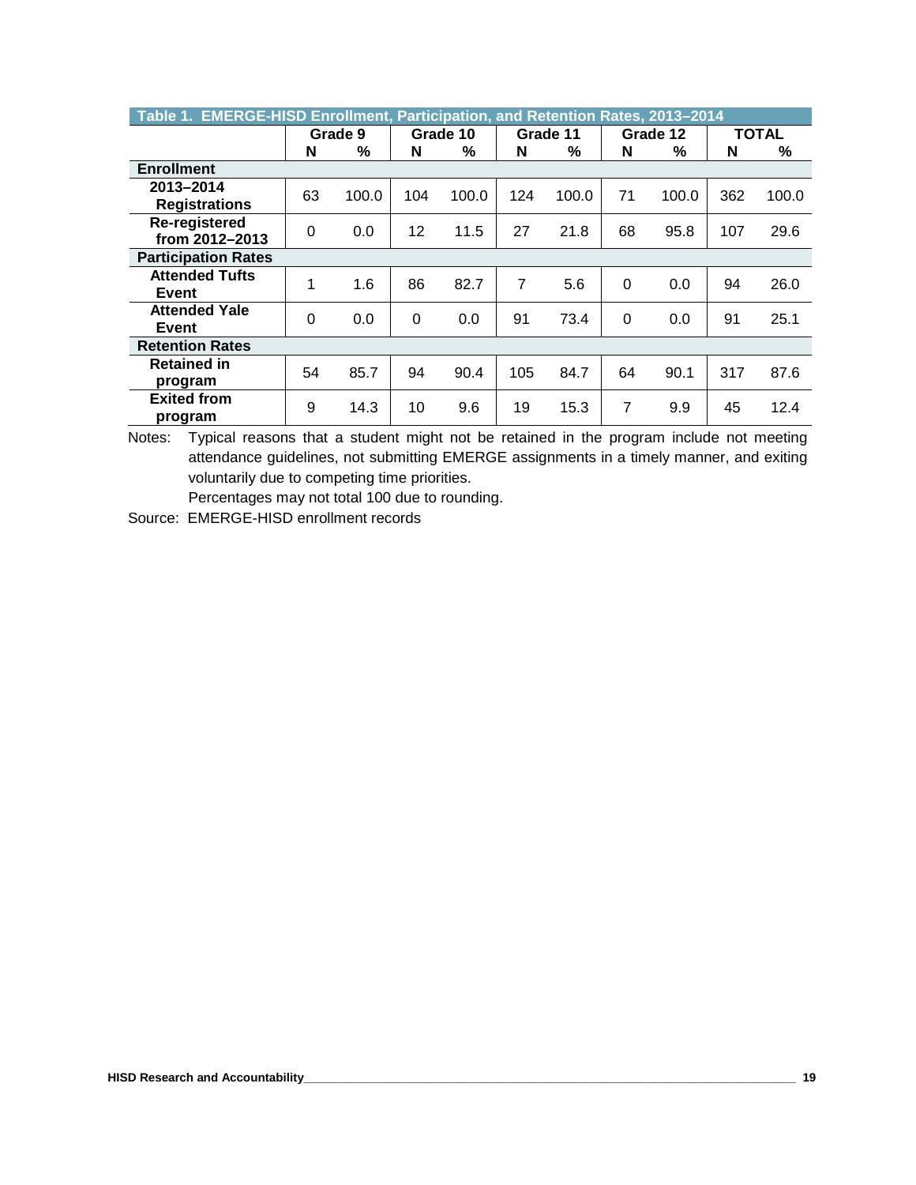**Table 1. EMERGE-HISD Enrollment, Participation, and Retention Rates, 2013–2014**

| | Grade 9 | | Grade 10 | | Grade 11 | | Grade 12 | | TOTAL | |
|---|---|---|---|---|---|---|---|---|---|---|
| | N | % | N | % | N | % | N | % | N | % |
| **Enrollment** | | | | | | | | | | |
| **2013–2014 Registrations** | 63 | 100.0 | 104 | 100.0 | 124 | 100.0 | 71 | 100.0 | 362 | 100.0 |
| **Re-registered from 2012–2013** | 0 | 0.0 | 12 | 11.5 | 27 | 21.8 | 68 | 95.8 | 107 | 29.6 |
| **Participation Rates** | | | | | | | | | | |
| **Attended Tufts Event** | 1 | 1.6 | 86 | 82.7 | 7 | 5.6 | 0 | 0.0 | 94 | 26.0 |
| **Attended Yale Event** | 0 | 0.0 | 0 | 0.0 | 91 | 73.4 | 0 | 0.0 | 91 | 25.1 |
| **Retention Rates** | | | | | | | | | | |
| **Retained in program** | 54 | 85.7 | 94 | 90.4 | 105 | 84.7 | 64 | 90.1 | 317 | 87.6 |
| **Exited from program** | 9 | 14.3 | 10 | 9.6 | 19 | 15.3 | 7 | 9.9 | 45 | 12.4 |

Notes: Typical reasons that a student might not be retained in the program include not meeting attendance guidelines, not submitting EMERGE assignments in a timely manner, and exiting voluntarily due to competing time priorities.

Percentages may not total 100 due to rounding.

Source: EMERGE-HISD enrollment records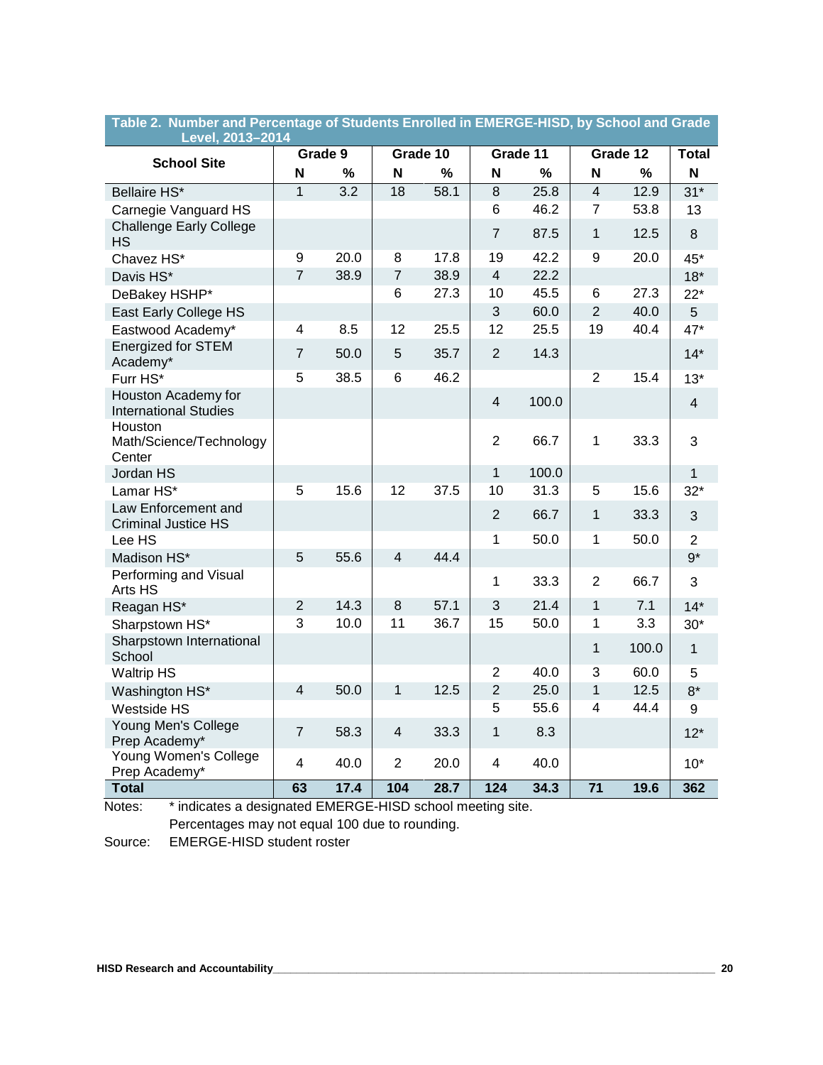**Table 2. Number and Percentage of Students Enrolled in EMERGE-HISD, by School and Grade Level, 2013–2014**

| School Site | Grade 9 | | Grade 10 | | Grade 11 | | Grade 12 | | Total |
|---|---|---|---|---|---|---|---|---|---|
| | N | % | N | % | N | % | N | % | N |
| Bellaire HS* | 1 | 3.2 | 18 | 58.1 | 8 | 25.8 | 4 | 12.9 | 31* |
| Carnegie Vanguard HS | | | | | 6 | 46.2 | 7 | 53.8 | 13 |
| Challenge Early College HS | | | | | 7 | 87.5 | 1 | 12.5 | 8 |
| Chavez HS* | 9 | 20.0 | 8 | 17.8 | 19 | 42.2 | 9 | 20.0 | 45* |
| Davis HS* | 7 | 38.9 | 7 | 38.9 | 4 | 22.2 | | | 18* |
| DeBakey HSHP* | | | 6 | 27.3 | 10 | 45.5 | 6 | 27.3 | 22* |
| East Early College HS | | | | | 3 | 60.0 | 2 | 40.0 | 5 |
| Eastwood Academy* | 4 | 8.5 | 12 | 25.5 | 12 | 25.5 | 19 | 40.4 | 47* |
| Energized for STEM Academy* | 7 | 50.0 | 5 | 35.7 | 2 | 14.3 | | | 14* |
| Furr HS* | 5 | 38.5 | 6 | 46.2 | | | 2 | 15.4 | 13* |
| Houston Academy for International Studies | | | | | 4 | 100.0 | | | 4 |
| Houston Math/Science/Technology Center | | | | | 2 | 66.7 | 1 | 33.3 | 3 |
| Jordan HS | | | | | 1 | 100.0 | | | 1 |
| Lamar HS* | 5 | 15.6 | 12 | 37.5 | 10 | 31.3 | 5 | 15.6 | 32* |
| Law Enforcement and Criminal Justice HS | | | | | 2 | 66.7 | 1 | 33.3 | 3 |
| Lee HS | | | | | 1 | 50.0 | 1 | 50.0 | 2 |
| Madison HS* | 5 | 55.6 | 4 | 44.4 | | | | | 9* |
| Performing and Visual Arts HS | | | | | 1 | 33.3 | 2 | 66.7 | 3 |
| Reagan HS* | 2 | 14.3 | 8 | 57.1 | 3 | 21.4 | 1 | 7.1 | 14* |
| Sharpstown HS* | 3 | 10.0 | 11 | 36.7 | 15 | 50.0 | 1 | 3.3 | 30* |
| Sharpstown International School | | | | | | | 1 | 100.0 | 1 |
| Waltrip HS | | | | | 2 | 40.0 | 3 | 60.0 | 5 |
| Washington HS* | 4 | 50.0 | 1 | 12.5 | 2 | 25.0 | 1 | 12.5 | 8* |
| Westside HS | | | | | 5 | 55.6 | 4 | 44.4 | 9 |
| Young Men's College Prep Academy* | 7 | 58.3 | 4 | 33.3 | 1 | 8.3 | | | 12* |
| Young Women's College Prep Academy* | 4 | 40.0 | 2 | 20.0 | 4 | 40.0 | | | 10* |
| **Total** | **63** | **17.4** | **104** | **28.7** | **124** | **34.3** | **71** | **19.6** | **362** |

Notes: * indicates a designated EMERGE-HISD school meeting site.
Percentages may not equal 100 due to rounding.

Source: EMERGE-HISD student roster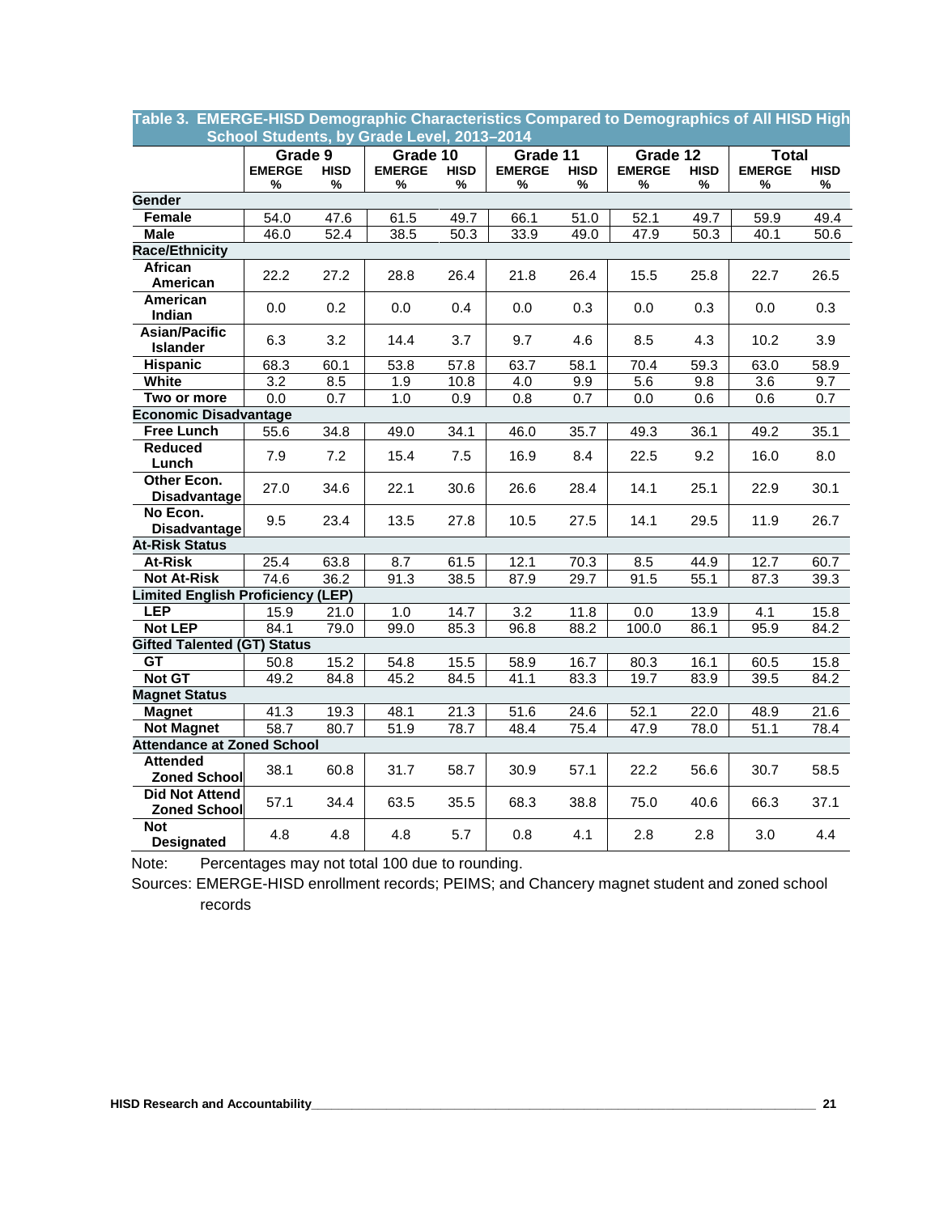**Table 3. EMERGE-HISD Demographic Characteristics Compared to Demographics of All HISD High School Students, by Grade Level, 2013–2014**

| | Grade 9 | | Grade 10 | | Grade 11 | | Grade 12 | | Total | |
|---|---|---|---|---|---|---|---|---|---|---|
| | EMERGE % | HISD % | EMERGE % | HISD % | EMERGE % | HISD % | EMERGE % | HISD % | EMERGE % | HISD % |
| **Gender** | | | | | | | | | | |
| Female | 54.0 | 47.6 | 61.5 | 49.7 | 66.1 | 51.0 | 52.1 | 49.7 | 59.9 | 49.4 |
| Male | 46.0 | 52.4 | 38.5 | 50.3 | 33.9 | 49.0 | 47.9 | 50.3 | 40.1 | 50.6 |
| **Race/Ethnicity** | | | | | | | | | | |
| African American | 22.2 | 27.2 | 28.8 | 26.4 | 21.8 | 26.4 | 15.5 | 25.8 | 22.7 | 26.5 |
| American Indian | 0.0 | 0.2 | 0.0 | 0.4 | 0.0 | 0.3 | 0.0 | 0.3 | 0.0 | 0.3 |
| Asian/Pacific Islander | 6.3 | 3.2 | 14.4 | 3.7 | 9.7 | 4.6 | 8.5 | 4.3 | 10.2 | 3.9 |
| Hispanic | 68.3 | 60.1 | 53.8 | 57.8 | 63.7 | 58.1 | 70.4 | 59.3 | 63.0 | 58.9 |
| White | 3.2 | 8.5 | 1.9 | 10.8 | 4.0 | 9.9 | 5.6 | 9.8 | 3.6 | 9.7 |
| Two or more | 0.0 | 0.7 | 1.0 | 0.9 | 0.8 | 0.7 | 0.0 | 0.6 | 0.6 | 0.7 |
| **Economic Disadvantage** | | | | | | | | | | |
| Free Lunch | 55.6 | 34.8 | 49.0 | 34.1 | 46.0 | 35.7 | 49.3 | 36.1 | 49.2 | 35.1 |
| Reduced Lunch | 7.9 | 7.2 | 15.4 | 7.5 | 16.9 | 8.4 | 22.5 | 9.2 | 16.0 | 8.0 |
| Other Econ. Disadvantage | 27.0 | 34.6 | 22.1 | 30.6 | 26.6 | 28.4 | 14.1 | 25.1 | 22.9 | 30.1 |
| No Econ. Disadvantage | 9.5 | 23.4 | 13.5 | 27.8 | 10.5 | 27.5 | 14.1 | 29.5 | 11.9 | 26.7 |
| **At-Risk Status** | | | | | | | | | | |
| At-Risk | 25.4 | 63.8 | 8.7 | 61.5 | 12.1 | 70.3 | 8.5 | 44.9 | 12.7 | 60.7 |
| Not At-Risk | 74.6 | 36.2 | 91.3 | 38.5 | 87.9 | 29.7 | 91.5 | 55.1 | 87.3 | 39.3 |
| **Limited English Proficiency (LEP)** | | | | | | | | | | |
| LEP | 15.9 | 21.0 | 1.0 | 14.7 | 3.2 | 11.8 | 0.0 | 13.9 | 4.1 | 15.8 |
| Not LEP | 84.1 | 79.0 | 99.0 | 85.3 | 96.8 | 88.2 | 100.0 | 86.1 | 95.9 | 84.2 |
| **Gifted Talented (GT) Status** | | | | | | | | | | |
| GT | 50.8 | 15.2 | 54.8 | 15.5 | 58.9 | 16.7 | 80.3 | 16.1 | 60.5 | 15.8 |
| Not GT | 49.2 | 84.8 | 45.2 | 84.5 | 41.1 | 83.3 | 19.7 | 83.9 | 39.5 | 84.2 |
| **Magnet Status** | | | | | | | | | | |
| Magnet | 41.3 | 19.3 | 48.1 | 21.3 | 51.6 | 24.6 | 52.1 | 22.0 | 48.9 | 21.6 |
| Not Magnet | 58.7 | 80.7 | 51.9 | 78.7 | 48.4 | 75.4 | 47.9 | 78.0 | 51.1 | 78.4 |
| **Attendance at Zoned School** | | | | | | | | | | |
| Attended Zoned School | 38.1 | 60.8 | 31.7 | 58.7 | 30.9 | 57.1 | 22.2 | 56.6 | 30.7 | 58.5 |
| Did Not Attend Zoned School | 57.1 | 34.4 | 63.5 | 35.5 | 68.3 | 38.8 | 75.0 | 40.6 | 66.3 | 37.1 |
| Not Designated | 4.8 | 4.8 | 4.8 | 5.7 | 0.8 | 4.1 | 2.8 | 2.8 | 3.0 | 4.4 |

Note: Percentages may not total 100 due to rounding.

Sources: EMERGE-HISD enrollment records; PEIMS; and Chancery magnet student and zoned school records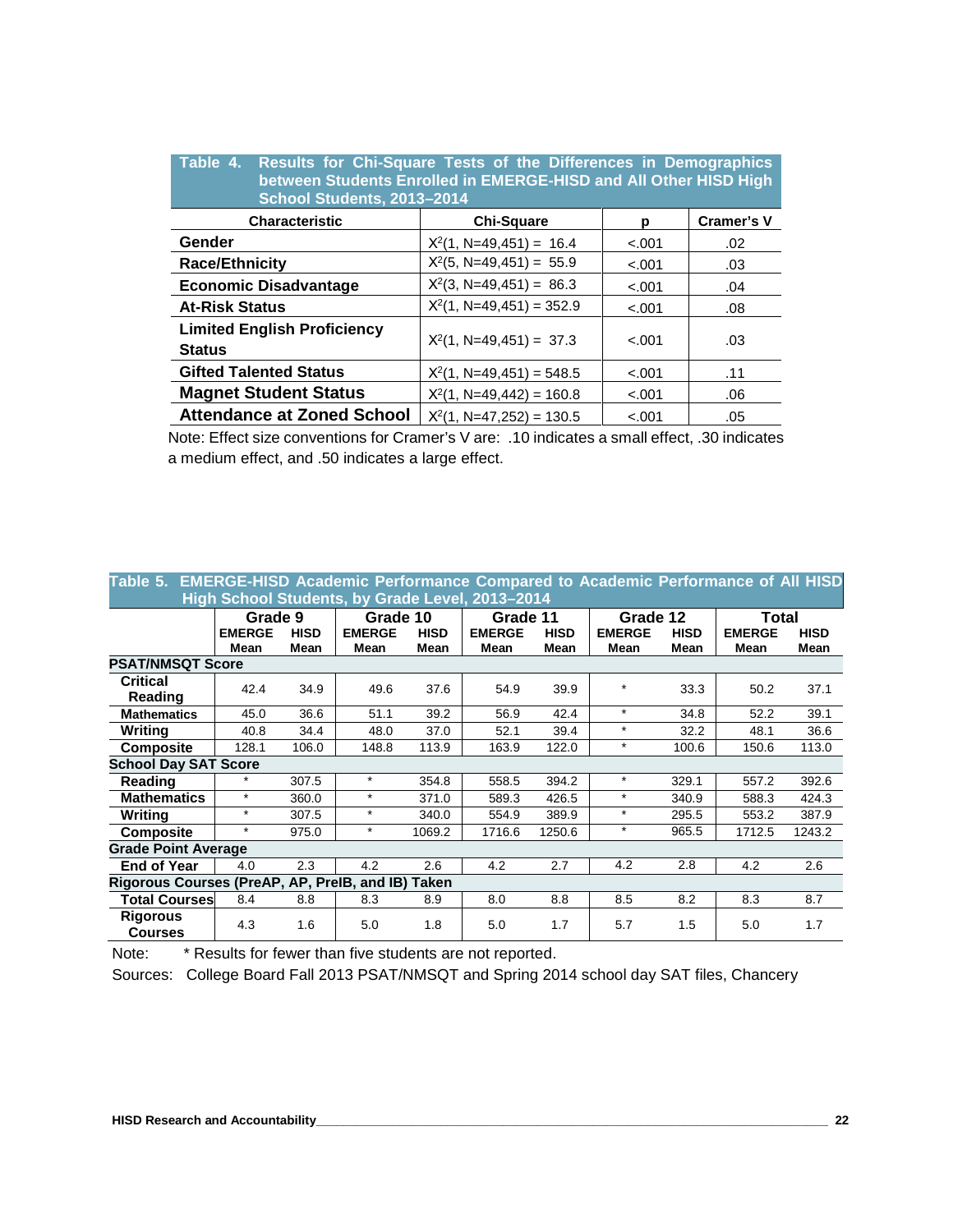**Table 4. Results for Chi-Square Tests of the Differences in Demographics between Students Enrolled in EMERGE-HISD and All Other HISD High School Students, 2013–2014**

| Characteristic | Chi-Square | p | Cramer's V |
|---|---|---|---|
| Gender | $X^2(1, N=49,451) = 16.4$ | <.001 | .02 |
| Race/Ethnicity | $X^2(5, N=49,451) = 55.9$ | <.001 | .03 |
| Economic Disadvantage | $X^2(3, N=49,451) = 86.3$ | <.001 | .04 |
| At-Risk Status | $X^2(1, N=49,451) = 352.9$ | <.001 | .08 |
| Limited English Proficiency Status | $X^2(1, N=49,451) = 37.3$ | <.001 | .03 |
| Gifted Talented Status | $X^2(1, N=49,451) = 548.5$ | <.001 | .11 |
| Magnet Student Status | $X^2(1, N=49,442) = 160.8$ | <.001 | .06 |
| Attendance at Zoned School | $X^2(1, N=47,252) = 130.5$ | <.001 | .05 |

Note: Effect size conventions for Cramer's V are: .10 indicates a small effect, .30 indicates a medium effect, and .50 indicates a large effect.

**Table 5. EMERGE-HISD Academic Performance Compared to Academic Performance of All HISD High School Students, by Grade Level, 2013–2014**

| | Grade 9 | | Grade 10 | | Grade 11 | | Grade 12 | | Total | |
|---|---|---|---|---|---|---|---|---|---|---|
| | EMERGE Mean | HISD Mean | EMERGE Mean | HISD Mean | EMERGE Mean | HISD Mean | EMERGE Mean | HISD Mean | EMERGE Mean | HISD Mean |
| **PSAT/NMSQT Score** | | | | | | | | | | |
| Critical Reading | 42.4 | 34.9 | 49.6 | 37.6 | 54.9 | 39.9 | * | 33.3 | 50.2 | 37.1 |
| Mathematics | 45.0 | 36.6 | 51.1 | 39.2 | 56.9 | 42.4 | * | 34.8 | 52.2 | 39.1 |
| Writing | 40.8 | 34.4 | 48.0 | 37.0 | 52.1 | 39.4 | * | 32.2 | 48.1 | 36.6 |
| Composite | 128.1 | 106.0 | 148.8 | 113.9 | 163.9 | 122.0 | * | 100.6 | 150.6 | 113.0 |
| **School Day SAT Score** | | | | | | | | | | |
| Reading | * | 307.5 | * | 354.8 | 558.5 | 394.2 | * | 329.1 | 557.2 | 392.6 |
| Mathematics | * | 360.0 | * | 371.0 | 589.3 | 426.5 | * | 340.9 | 588.3 | 424.3 |
| Writing | * | 307.5 | * | 340.0 | 554.9 | 389.9 | * | 295.5 | 553.2 | 387.9 |
| Composite | * | 975.0 | * | 1069.2 | 1716.6 | 1250.6 | * | 965.5 | 1712.5 | 1243.2 |
| **Grade Point Average** | | | | | | | | | | |
| End of Year | 4.0 | 2.3 | 4.2 | 2.6 | 4.2 | 2.7 | 4.2 | 2.8 | 4.2 | 2.6 |
| **Rigorous Courses (PreAP, AP, PreIB, and IB) Taken** | | | | | | | | | | |
| Total Courses | 8.4 | 8.8 | 8.3 | 8.9 | 8.0 | 8.8 | 8.5 | 8.2 | 8.3 | 8.7 |
| Rigorous Courses | 4.3 | 1.6 | 5.0 | 1.8 | 5.0 | 1.7 | 5.7 | 1.5 | 5.0 | 1.7 |

Note: * Results for fewer than five students are not reported.

Sources: College Board Fall 2013 PSAT/NMSQT and Spring 2014 school day SAT files, Chancery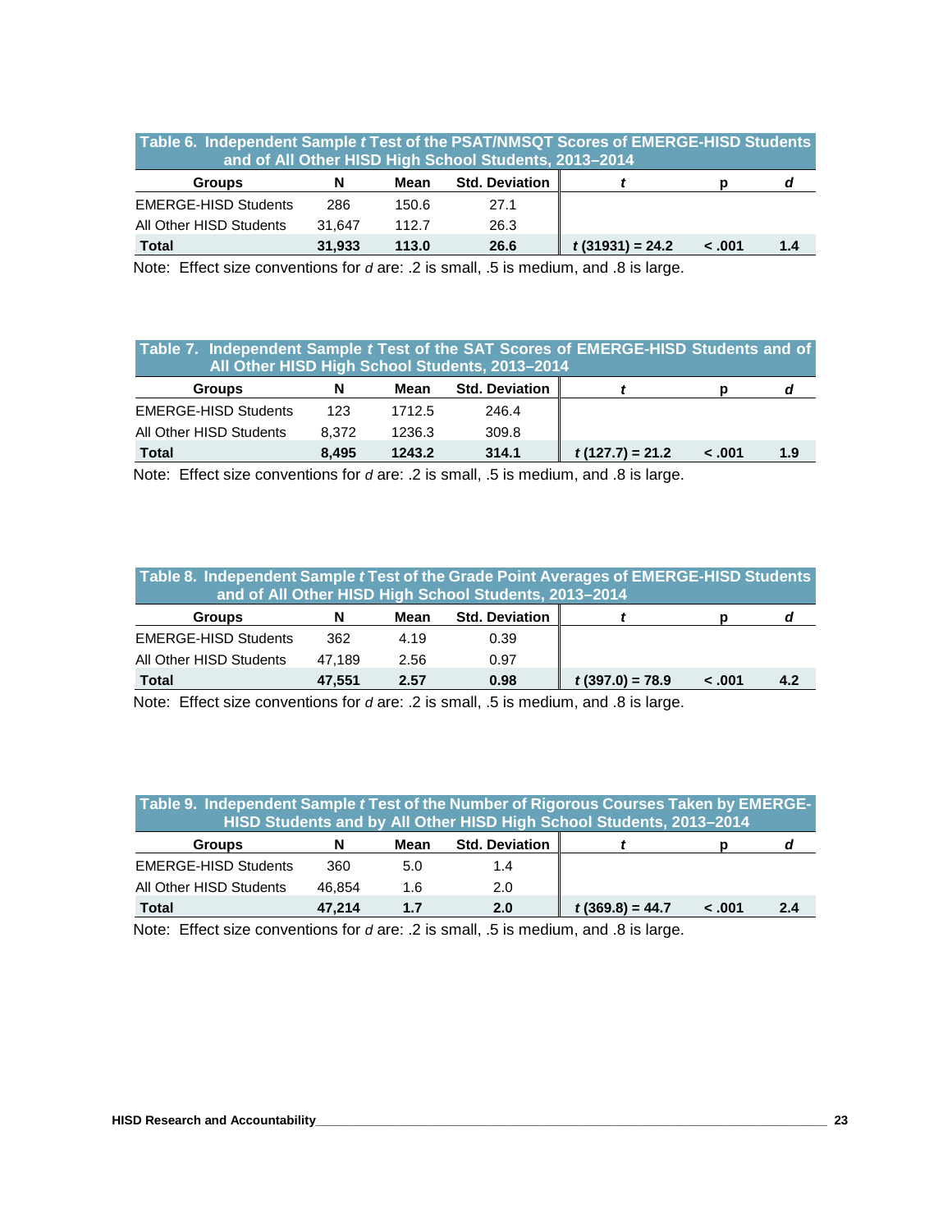**Table 6. Independent Sample *t* Test of the PSAT/NMSQT Scores of EMERGE-HISD Students and of All Other HISD High School Students, 2013–2014**

| Groups | N | Mean | Std. Deviation | *t* | p | *d* |
|---|---|---|---|---|---|---|
| EMERGE-HISD Students | 286 | 150.6 | 27.1 | | | |
| All Other HISD Students | 31,647 | 112.7 | 26.3 | | | |
| **Total** | **31,933** | **113.0** | **26.6** | ***t* (31931) = 24.2** | **< .001** | **1.4** |

Note: Effect size conventions for *d* are: .2 is small, .5 is medium, and .8 is large.

**Table 7. Independent Sample *t* Test of the SAT Scores of EMERGE-HISD Students and of All Other HISD High School Students, 2013–2014**

| Groups | N | Mean | Std. Deviation | *t* | p | *d* |
|---|---|---|---|---|---|---|
| EMERGE-HISD Students | 123 | 1712.5 | 246.4 | | | |
| All Other HISD Students | 8,372 | 1236.3 | 309.8 | | | |
| **Total** | **8,495** | **1243.2** | **314.1** | ***t* (127.7) = 21.2** | **< .001** | **1.9** |

Note: Effect size conventions for *d* are: .2 is small, .5 is medium, and .8 is large.

**Table 8. Independent Sample *t* Test of the Grade Point Averages of EMERGE-HISD Students and of All Other HISD High School Students, 2013–2014**

| Groups | N | Mean | Std. Deviation | *t* | p | *d* |
|---|---|---|---|---|---|---|
| EMERGE-HISD Students | 362 | 4.19 | 0.39 | | | |
| All Other HISD Students | 47,189 | 2.56 | 0.97 | | | |
| **Total** | **47,551** | **2.57** | **0.98** | ***t* (397.0) = 78.9** | **< .001** | **4.2** |

Note: Effect size conventions for *d* are: .2 is small, .5 is medium, and .8 is large.

**Table 9. Independent Sample *t* Test of the Number of Rigorous Courses Taken by EMERGE-HISD Students and by All Other HISD High School Students, 2013–2014**

| Groups | N | Mean | Std. Deviation | *t* | p | *d* |
|---|---|---|---|---|---|---|
| EMERGE-HISD Students | 360 | 5.0 | 1.4 | | | |
| All Other HISD Students | 46,854 | 1.6 | 2.0 | | | |
| **Total** | **47,214** | **1.7** | **2.0** | ***t* (369.8) = 44.7** | **< .001** | **2.4** |

Note: Effect size conventions for *d* are: .2 is small, .5 is medium, and .8 is large.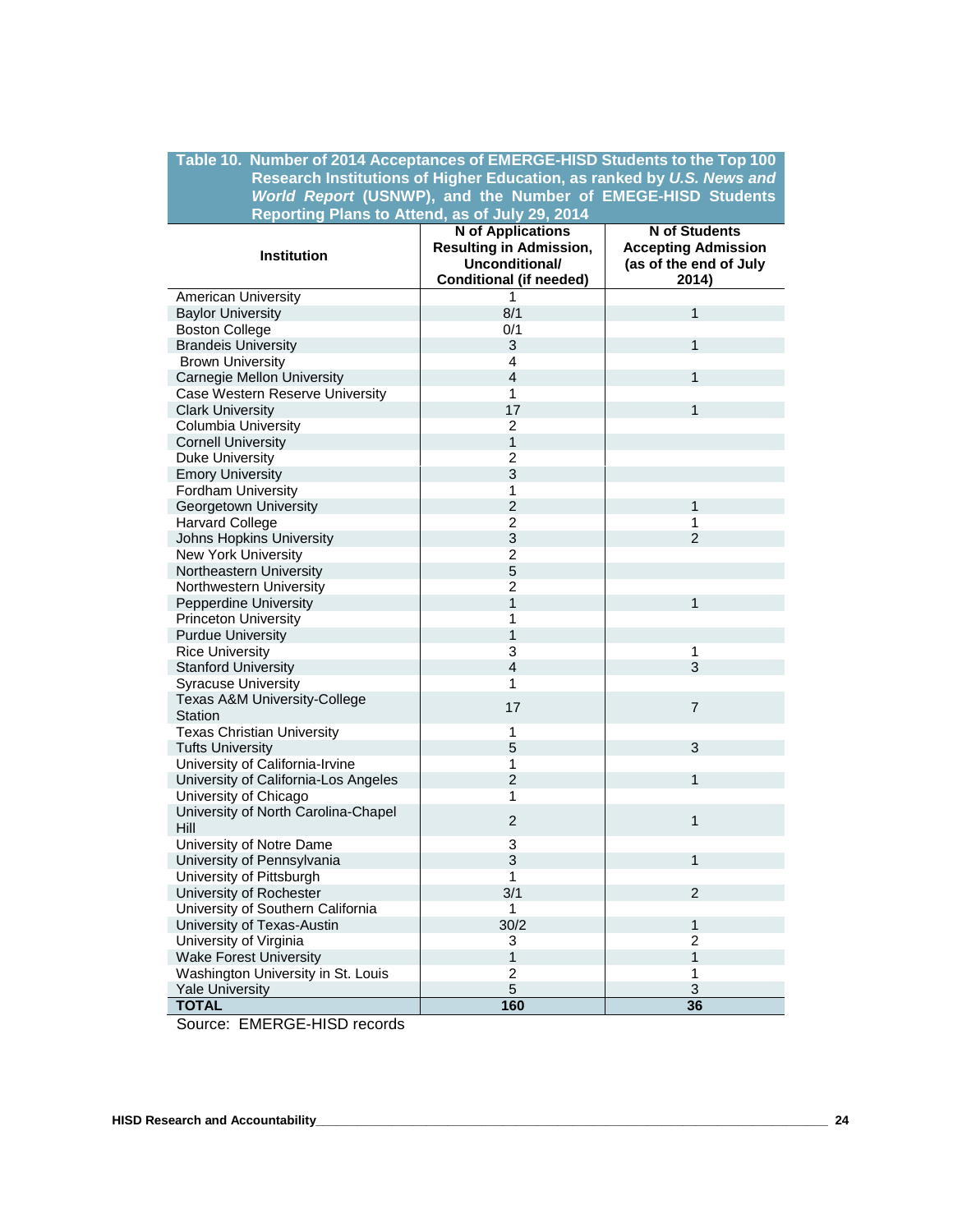**Table 10. Number of 2014 Acceptances of EMERGE-HISD Students to the Top 100 Research Institutions of Higher Education, as ranked by *U.S. News and World Report* (USNWP), and the Number of EMEGE-HISD Students Reporting Plans to Attend, as of July 29, 2014**

| Institution | N of Applications Resulting in Admission, Unconditional/ Conditional (if needed) | N of Students Accepting Admission (as of the end of July 2014) |
|---|---|---|
| American University | 1 | |
| Baylor University | 8/1 | 1 |
| Boston College | 0/1 | |
| Brandeis University | 3 | 1 |
| Brown University | 4 | |
| Carnegie Mellon University | 4 | 1 |
| Case Western Reserve University | 1 | |
| Clark University | 17 | 1 |
| Columbia University | 2 | |
| Cornell University | 1 | |
| Duke University | 2 | |
| Emory University | 3 | |
| Fordham University | 1 | |
| Georgetown University | 2 | 1 |
| Harvard College | 2 | 1 |
| Johns Hopkins University | 3 | 2 |
| New York University | 2 | |
| Northeastern University | 5 | |
| Northwestern University | 2 | |
| Pepperdine University | 1 | 1 |
| Princeton University | 1 | |
| Purdue University | 1 | |
| Rice University | 3 | 1 |
| Stanford University | 4 | 3 |
| Syracuse University | 1 | |
| Texas A&M University-College Station | 17 | 7 |
| Texas Christian University | 1 | |
| Tufts University | 5 | 3 |
| University of California-Irvine | 1 | |
| University of California-Los Angeles | 2 | 1 |
| University of Chicago | 1 | |
| University of North Carolina-Chapel Hill | 2 | 1 |
| University of Notre Dame | 3 | |
| University of Pennsylvania | 3 | 1 |
| University of Pittsburgh | 1 | |
| University of Rochester | 3/1 | 2 |
| University of Southern California | 1 | |
| University of Texas-Austin | 30/2 | 1 |
| University of Virginia | 3 | 2 |
| Wake Forest University | 1 | 1 |
| Washington University in St. Louis | 2 | 1 |
| Yale University | 5 | 3 |
| **TOTAL** | **160** | **36** |

Source: EMERGE-HISD records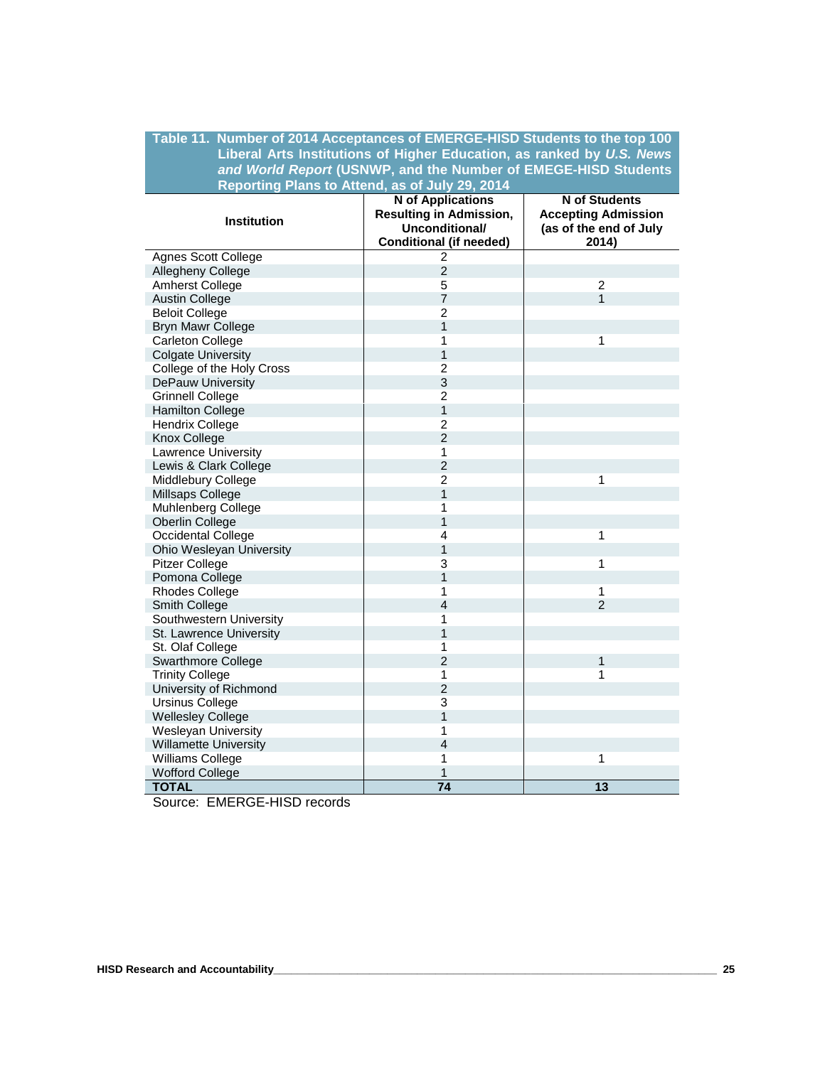**Table 11. Number of 2014 Acceptances of EMERGE-HISD Students to the top 100 Liberal Arts Institutions of Higher Education, as ranked by *U.S. News and World Report* (USNWP, and the Number of EMEGE-HISD Students Reporting Plans to Attend, as of July 29, 2014**

| Institution | N of Applications Resulting in Admission, Unconditional/ Conditional (if needed) | N of Students Accepting Admission (as of the end of July 2014) |
|---|---|---|
| Agnes Scott College | 2 | |
| Allegheny College | 2 | |
| Amherst College | 5 | 2 |
| Austin College | 7 | 1 |
| Beloit College | 2 | |
| Bryn Mawr College | 1 | |
| Carleton College | 1 | 1 |
| Colgate University | 1 | |
| College of the Holy Cross | 2 | |
| DePauw University | 3 | |
| Grinnell College | 2 | |
| Hamilton College | 1 | |
| Hendrix College | 2 | |
| Knox College | 2 | |
| Lawrence University | 1 | |
| Lewis & Clark College | 2 | |
| Middlebury College | 2 | 1 |
| Millsaps College | 1 | |
| Muhlenberg College | 1 | |
| Oberlin College | 1 | |
| Occidental College | 4 | 1 |
| Ohio Wesleyan University | 1 | |
| Pitzer College | 3 | 1 |
| Pomona College | 1 | |
| Rhodes College | 1 | 1 |
| Smith College | 4 | 2 |
| Southwestern University | 1 | |
| St. Lawrence University | 1 | |
| St. Olaf College | 1 | |
| Swarthmore College | 2 | 1 |
| Trinity College | 1 | 1 |
| University of Richmond | 2 | |
| Ursinus College | 3 | |
| Wellesley College | 1 | |
| Wesleyan University | 1 | |
| Willamette University | 4 | |
| Williams College | 1 | 1 |
| Wofford College | 1 | |
| **TOTAL** | **74** | **13** |

Source: EMERGE-HISD records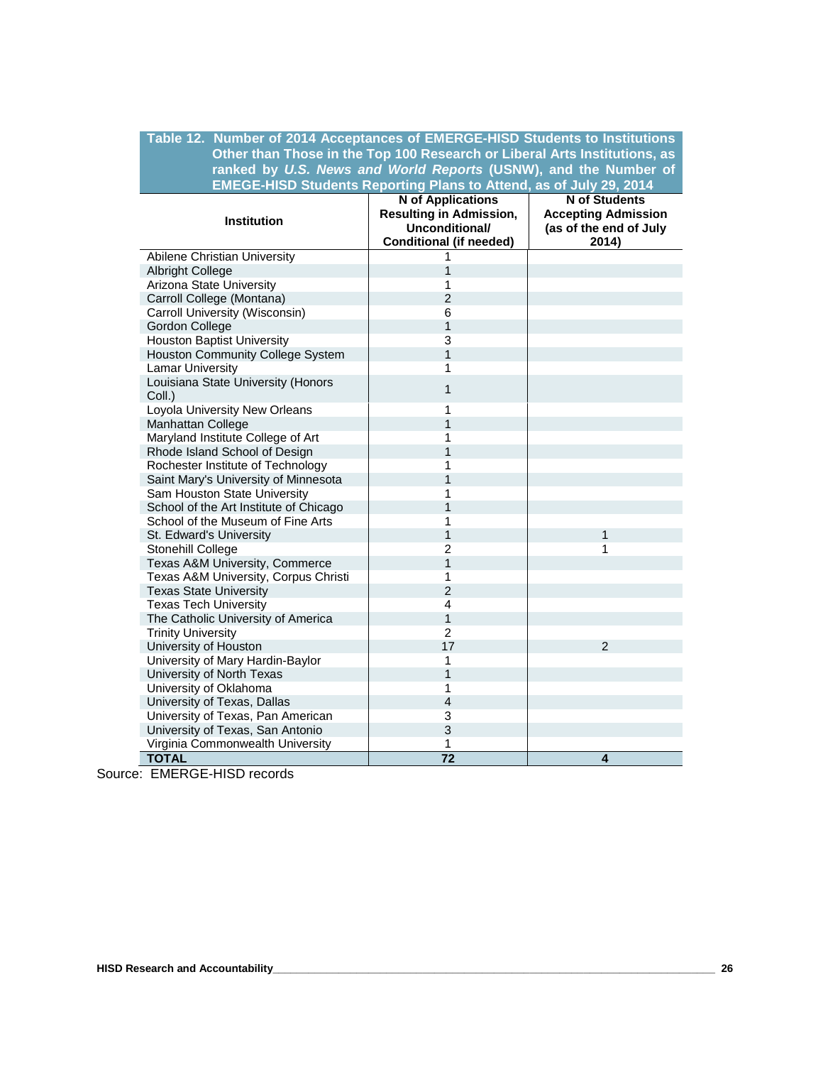**Table 12. Number of 2014 Acceptances of EMERGE-HISD Students to Institutions Other than Those in the Top 100 Research or Liberal Arts Institutions, as ranked by *U.S. News and World Reports* (USNW), and the Number of EMEGE-HISD Students Reporting Plans to Attend, as of July 29, 2014**

| Institution | N of Applications Resulting in Admission, Unconditional/ Conditional (if needed) | N of Students Accepting Admission (as of the end of July 2014) |
|---|---|---|
| Abilene Christian University | 1 | |
| Albright College | 1 | |
| Arizona State University | 1 | |
| Carroll College (Montana) | 2 | |
| Carroll University (Wisconsin) | 6 | |
| Gordon College | 1 | |
| Houston Baptist University | 3 | |
| Houston Community College System | 1 | |
| Lamar University | 1 | |
| Louisiana State University (Honors Coll.) | 1 | |
| Loyola University New Orleans | 1 | |
| Manhattan College | 1 | |
| Maryland Institute College of Art | 1 | |
| Rhode Island School of Design | 1 | |
| Rochester Institute of Technology | 1 | |
| Saint Mary's University of Minnesota | 1 | |
| Sam Houston State University | 1 | |
| School of the Art Institute of Chicago | 1 | |
| School of the Museum of Fine Arts | 1 | |
| St. Edward's University | 1 | 1 |
| Stonehill College | 2 | 1 |
| Texas A&M University, Commerce | 1 | |
| Texas A&M University, Corpus Christi | 1 | |
| Texas State University | 2 | |
| Texas Tech University | 4 | |
| The Catholic University of America | 1 | |
| Trinity University | 2 | |
| University of Houston | 17 | 2 |
| University of Mary Hardin-Baylor | 1 | |
| University of North Texas | 1 | |
| University of Oklahoma | 1 | |
| University of Texas, Dallas | 4 | |
| University of Texas, Pan American | 3 | |
| University of Texas, San Antonio | 3 | |
| Virginia Commonwealth University | 1 | |
| **TOTAL** | **72** | **4** |

Source: EMERGE-HISD records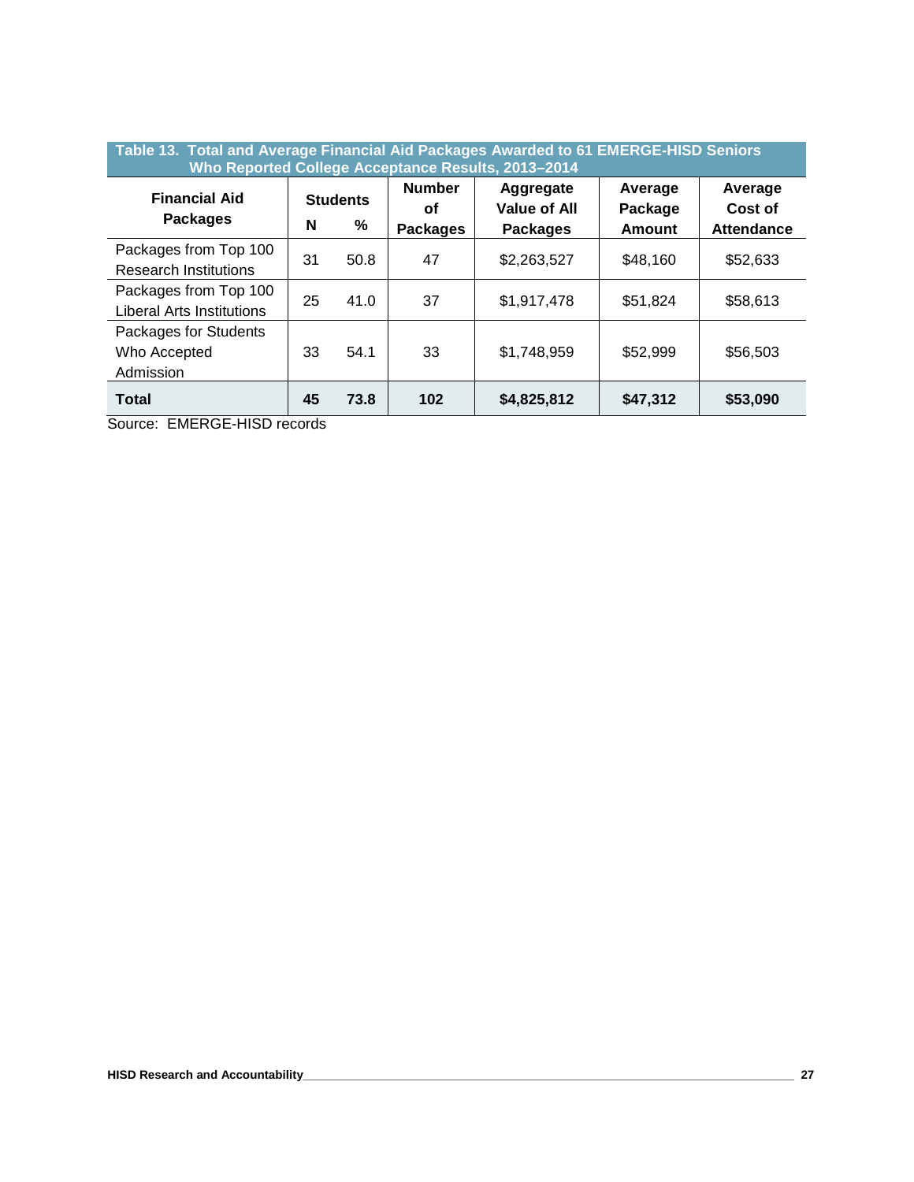**Table 13. Total and Average Financial Aid Packages Awarded to 61 EMERGE-HISD Seniors Who Reported College Acceptance Results, 2013–2014**

| Financial Aid Packages | Students N | Students % | Number of Packages | Aggregate Value of All Packages | Average Package Amount | Average Cost of Attendance |
|---|---|---|---|---|---|---|
| Packages from Top 100 Research Institutions | 31 | 50.8 | 47 | $2,263,527 | $48,160 | $52,633 |
| Packages from Top 100 Liberal Arts Institutions | 25 | 41.0 | 37 | $1,917,478 | $51,824 | $58,613 |
| Packages for Students Who Accepted Admission | 33 | 54.1 | 33 | $1,748,959 | $52,999 | $56,503 |
| **Total** | **45** | **73.8** | **102** | **$4,825,812** | **$47,312** | **$53,090** |

Source: EMERGE-HISD records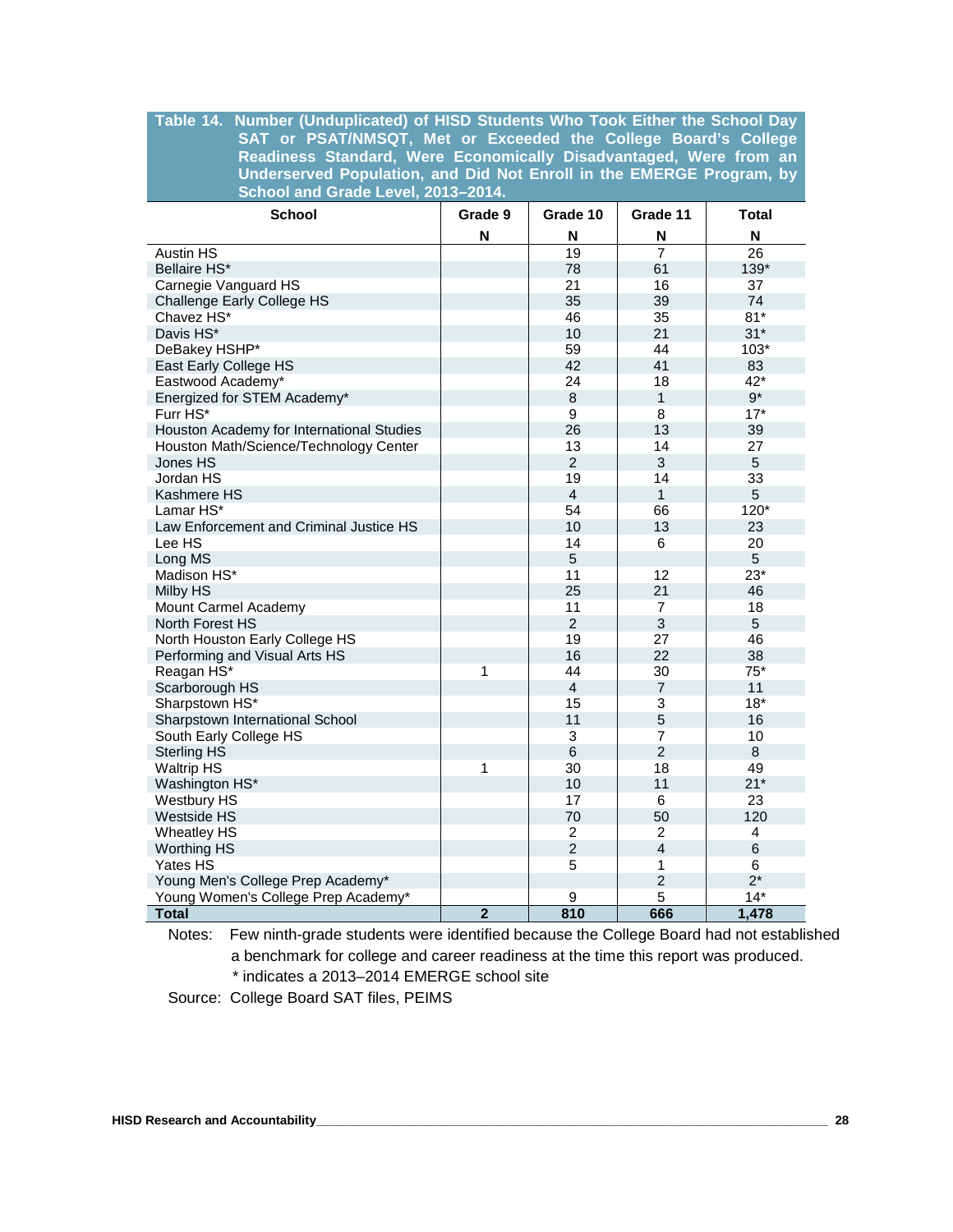**Table 14. Number (Unduplicated) of HISD Students Who Took Either the School Day SAT or PSAT/NMSQT, Met or Exceeded the College Board's College Readiness Standard, Were Economically Disadvantaged, Were from an Underserved Population, and Did Not Enroll in the EMERGE Program, by School and Grade Level, 2013–2014.**

| School | Grade 9 | Grade 10 | Grade 11 | Total |
|---|---|---|---|---|
| | N | N | N | N |
| Austin HS | | 19 | 7 | 26 |
| Bellaire HS* | | 78 | 61 | 139* |
| Carnegie Vanguard HS | | 21 | 16 | 37 |
| Challenge Early College HS | | 35 | 39 | 74 |
| Chavez HS* | | 46 | 35 | 81* |
| Davis HS* | | 10 | 21 | 31* |
| DeBakey HSHP* | | 59 | 44 | 103* |
| East Early College HS | | 42 | 41 | 83 |
| Eastwood Academy* | | 24 | 18 | 42* |
| Energized for STEM Academy* | | 8 | 1 | 9* |
| Furr HS* | | 9 | 8 | 17* |
| Houston Academy for International Studies | | 26 | 13 | 39 |
| Houston Math/Science/Technology Center | | 13 | 14 | 27 |
| Jones HS | | 2 | 3 | 5 |
| Jordan HS | | 19 | 14 | 33 |
| Kashmere HS | | 4 | 1 | 5 |
| Lamar HS* | | 54 | 66 | 120* |
| Law Enforcement and Criminal Justice HS | | 10 | 13 | 23 |
| Lee HS | | 14 | 6 | 20 |
| Long MS | | 5 | | 5 |
| Madison HS* | | 11 | 12 | 23* |
| Milby HS | | 25 | 21 | 46 |
| Mount Carmel Academy | | 11 | 7 | 18 |
| North Forest HS | | 2 | 3 | 5 |
| North Houston Early College HS | | 19 | 27 | 46 |
| Performing and Visual Arts HS | | 16 | 22 | 38 |
| Reagan HS* | 1 | 44 | 30 | 75* |
| Scarborough HS | | 4 | 7 | 11 |
| Sharpstown HS* | | 15 | 3 | 18* |
| Sharpstown International School | | 11 | 5 | 16 |
| South Early College HS | | 3 | 7 | 10 |
| Sterling HS | | 6 | 2 | 8 |
| Waltrip HS | 1 | 30 | 18 | 49 |
| Washington HS* | | 10 | 11 | 21* |
| Westbury HS | | 17 | 6 | 23 |
| Westside HS | | 70 | 50 | 120 |
| Wheatley HS | | 2 | 2 | 4 |
| Worthing HS | | 2 | 4 | 6 |
| Yates HS | | 5 | 1 | 6 |
| Young Men's College Prep Academy* | | | 2 | 2* |
| Young Women's College Prep Academy* | | 9 | 5 | 14* |
| **Total** | **2** | **810** | **666** | **1,478** |

Notes: Few ninth-grade students were identified because the College Board had not established a benchmark for college and career readiness at the time this report was produced.
* indicates a 2013–2014 EMERGE school site

Source: College Board SAT files, PEIMS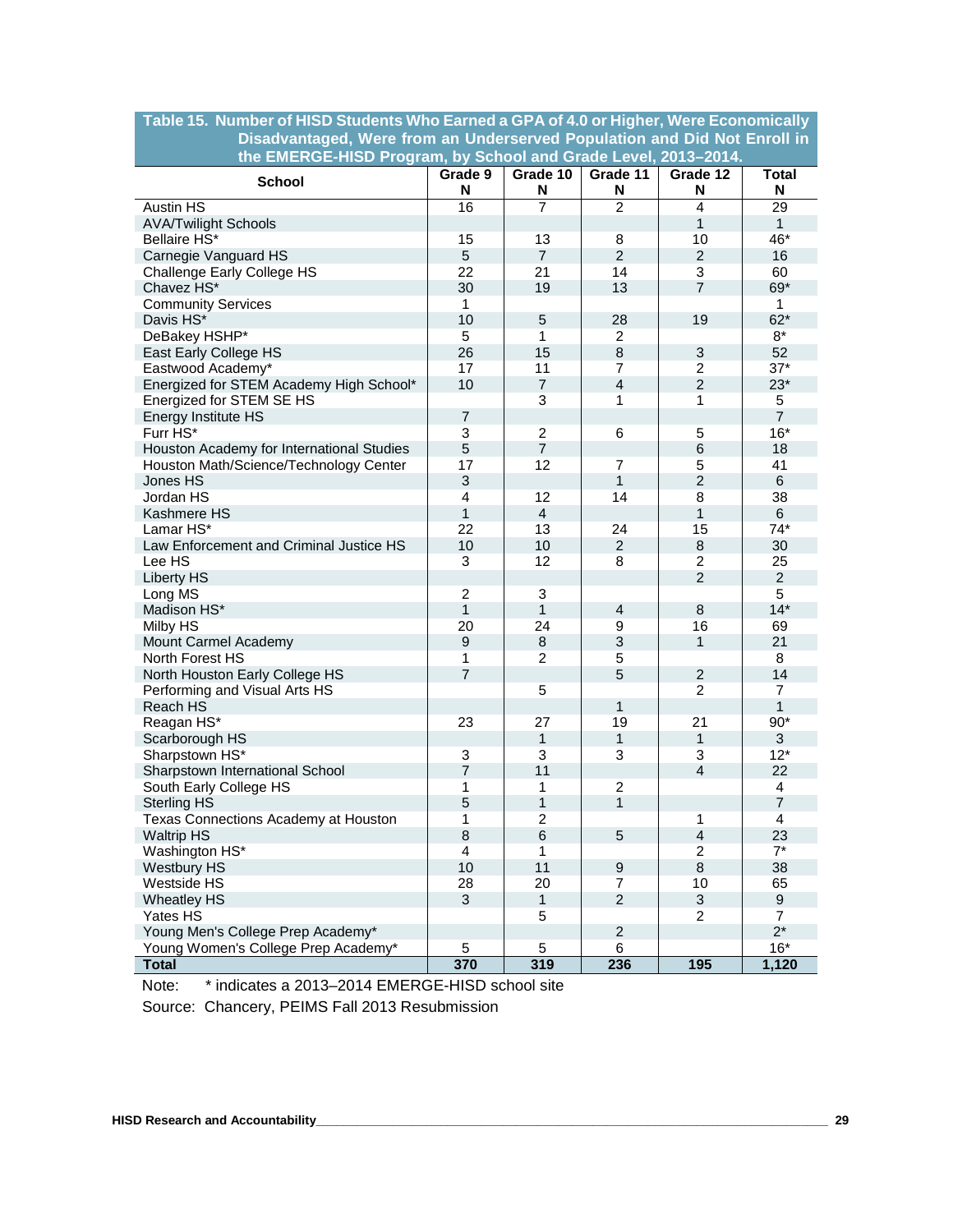**Table 15. Number of HISD Students Who Earned a GPA of 4.0 or Higher, Were Economically Disadvantaged, Were from an Underserved Population and Did Not Enroll in the EMERGE-HISD Program, by School and Grade Level, 2013–2014.**

| School | Grade 9 N | Grade 10 N | Grade 11 N | Grade 12 N | Total N |
|---|---|---|---|---|---|
| Austin HS | 16 | 7 | 2 | 4 | 29 |
| AVA/Twilight Schools | | | | 1 | 1 |
| Bellaire HS* | 15 | 13 | 8 | 10 | 46* |
| Carnegie Vanguard HS | 5 | 7 | 2 | 2 | 16 |
| Challenge Early College HS | 22 | 21 | 14 | 3 | 60 |
| Chavez HS* | 30 | 19 | 13 | 7 | 69* |
| Community Services | 1 | | | | 1 |
| Davis HS* | 10 | 5 | 28 | 19 | 62* |
| DeBakey HSHP* | 5 | 1 | 2 | | 8* |
| East Early College HS | 26 | 15 | 8 | 3 | 52 |
| Eastwood Academy* | 17 | 11 | 7 | 2 | 37* |
| Energized for STEM Academy High School* | 10 | 7 | 4 | 2 | 23* |
| Energized for STEM SE HS | | 3 | 1 | 1 | 5 |
| Energy Institute HS | 7 | | | | 7 |
| Furr HS* | 3 | 2 | 6 | 5 | 16* |
| Houston Academy for International Studies | 5 | 7 | | 6 | 18 |
| Houston Math/Science/Technology Center | 17 | 12 | 7 | 5 | 41 |
| Jones HS | 3 | | 1 | 2 | 6 |
| Jordan HS | 4 | 12 | 14 | 8 | 38 |
| Kashmere HS | 1 | 4 | | 1 | 6 |
| Lamar HS* | 22 | 13 | 24 | 15 | 74* |
| Law Enforcement and Criminal Justice HS | 10 | 10 | 2 | 8 | 30 |
| Lee HS | 3 | 12 | 8 | 2 | 25 |
| Liberty HS | | | | 2 | 2 |
| Long MS | 2 | 3 | | | 5 |
| Madison HS* | 1 | 1 | 4 | 8 | 14* |
| Milby HS | 20 | 24 | 9 | 16 | 69 |
| Mount Carmel Academy | 9 | 8 | 3 | 1 | 21 |
| North Forest HS | 1 | 2 | 5 | | 8 |
| North Houston Early College HS | 7 | | 5 | 2 | 14 |
| Performing and Visual Arts HS | | 5 | | 2 | 7 |
| Reach HS | | | 1 | | 1 |
| Reagan HS* | 23 | 27 | 19 | 21 | 90* |
| Scarborough HS | | 1 | 1 | 1 | 3 |
| Sharpstown HS* | 3 | 3 | 3 | 3 | 12* |
| Sharpstown International School | 7 | 11 | | 4 | 22 |
| South Early College HS | 1 | 1 | 2 | | 4 |
| Sterling HS | 5 | 1 | 1 | | 7 |
| Texas Connections Academy at Houston | 1 | 2 | | 1 | 4 |
| Waltrip HS | 8 | 6 | 5 | 4 | 23 |
| Washington HS* | 4 | 1 | | 2 | 7* |
| Westbury HS | 10 | 11 | 9 | 8 | 38 |
| Westside HS | 28 | 20 | 7 | 10 | 65 |
| Wheatley HS | 3 | 1 | 2 | 3 | 9 |
| Yates HS | | 5 | | 2 | 7 |
| Young Men's College Prep Academy* | | | 2 | | 2* |
| Young Women's College Prep Academy* | 5 | 5 | 6 | | 16* |
| **Total** | **370** | **319** | **236** | **195** | **1,120** |

Note: * indicates a 2013–2014 EMERGE-HISD school site

Source: Chancery, PEIMS Fall 2013 Resubmission